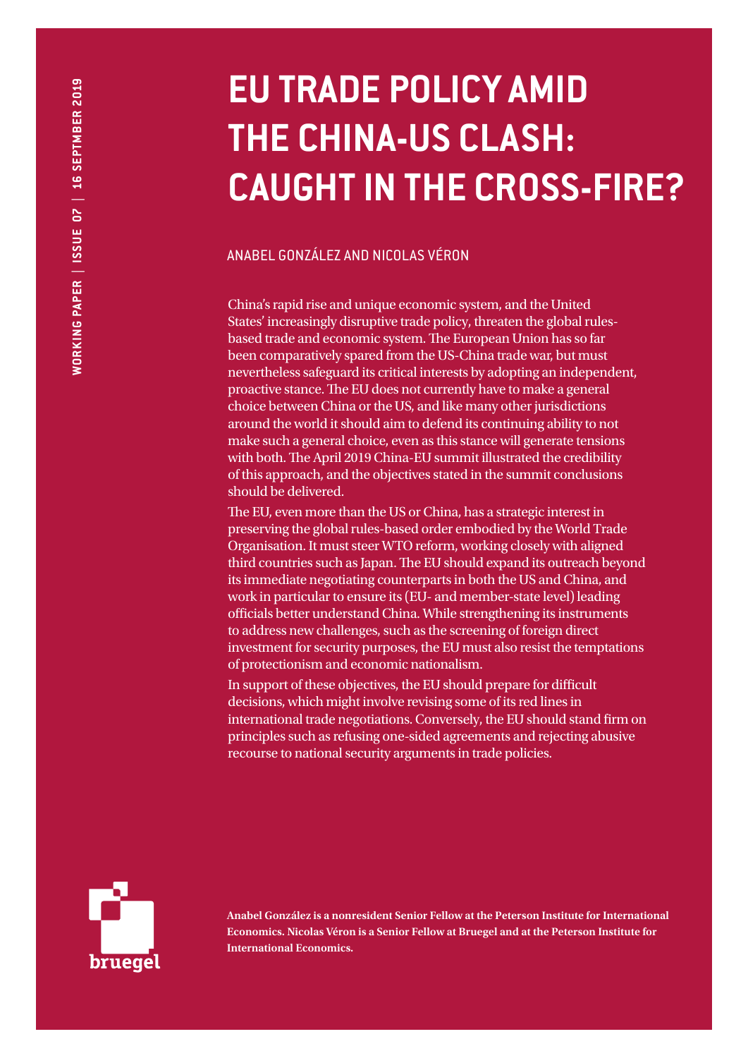WORKING PAPER | ISSUE 07 | 16 SEPTMBER 2019

# EU TRADE POLICY AMID THE CHINA-US CLASH: CAUGHT IN THE CROSS-FIRE?

ANABEL GONZÁLEZ AND NICOLAS VÉRON

China's rapid rise and unique economic system, and the United States' increasingly disruptive trade policy, threaten the global rules-based trade and economic system. The European Union has so far been comparatively spared from the US-China trade war, but must nevertheless safeguard its critical interests by adopting an independent, proactive stance. The EU does not currently have to make a general choice between China or the US, and like many other jurisdictions around the world it should aim to defend its continuing ability to not make such a general choice, even as this stance will generate tensions with both. The April 2019 China-EU summit illustrated the credibility of this approach, and the objectives stated in the summit conclusions should be delivered.

The EU, even more than the US or China, has a strategic interest in preserving the global rules-based order embodied by the World Trade Organisation. It must steer WTO reform, working closely with aligned third countries such as Japan. The EU should expand its outreach beyond its immediate negotiating counterparts in both the US and China, and work in particular to ensure its (EU- and member-state level) leading officials better understand China. While strengthening its instruments to address new challenges, such as the screening of foreign direct investment for security purposes, the EU must also resist the temptations of protectionism and economic nationalism.

In support of these objectives, the EU should prepare for difficult decisions, which might involve revising some of its red lines in international trade negotiations. Conversely, the EU should stand firm on principles such as refusing one-sided agreements and rejecting abusive recourse to national security arguments in trade policies.

**Anabel González is a nonresident Senior Fellow at the Peterson Institute for International Economics. Nicolas Véron is a Senior Fellow at Bruegel and at the Peterson Institute for International Economics.**

bruegel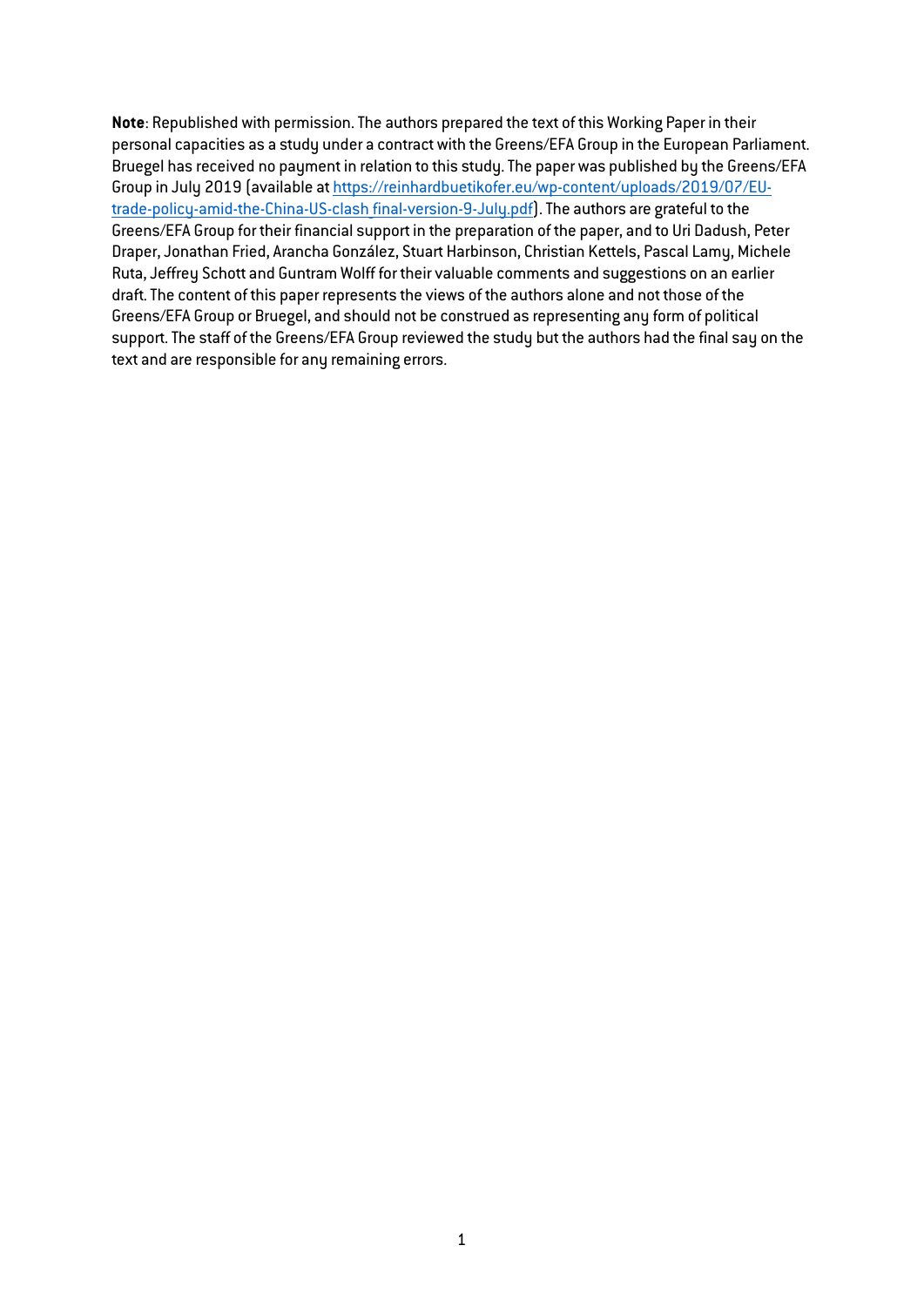**Note**: Republished with permission. The authors prepared the text of this Working Paper in their personal capacities as a study under a contract with the Greens/EFA Group in the European Parliament. Bruegel has received no payment in relation to this study. The paper was published by the Greens/EFA Group in July 2019 (available at [https://reinhardbuetikofer.eu/wp-content/uploads/2019/07/EU-trade-policy-amid-the-China-US-clash_final-version-9-July.pdf](https://reinhardbuetikofer.eu/wp-content/uploads/2019/07/EU-trade-policy-amid-the-China-US-clash_final-version-9-July.pdf)). The authors are grateful to the Greens/EFA Group for their financial support in the preparation of the paper, and to Uri Dadush, Peter Draper, Jonathan Fried, Arancha González, Stuart Harbinson, Christian Kettels, Pascal Lamy, Michele Ruta, Jeffrey Schott and Guntram Wolff for their valuable comments and suggestions on an earlier draft. The content of this paper represents the views of the authors alone and not those of the Greens/EFA Group or Bruegel, and should not be construed as representing any form of political support. The staff of the Greens/EFA Group reviewed the study but the authors had the final say on the text and are responsible for any remaining errors.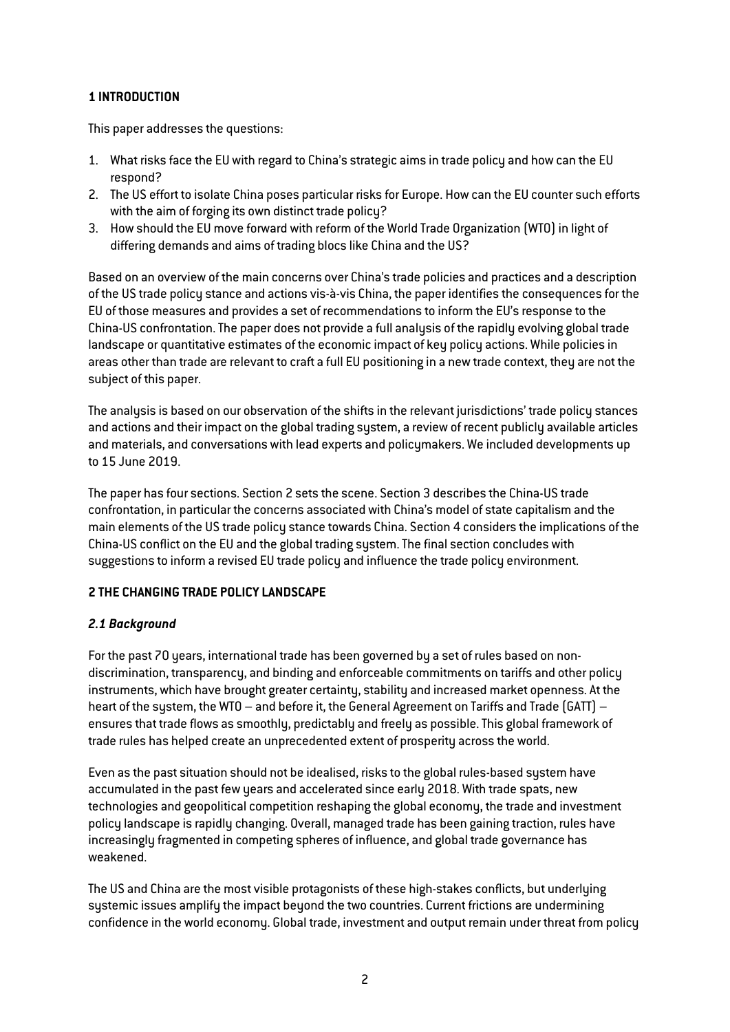## 1 INTRODUCTION

This paper addresses the questions:

1. What risks face the EU with regard to China's strategic aims in trade policy and how can the EU respond?
2. The US effort to isolate China poses particular risks for Europe. How can the EU counter such efforts with the aim of forging its own distinct trade policy?
3. How should the EU move forward with reform of the World Trade Organization (WTO) in light of differing demands and aims of trading blocs like China and the US?

Based on an overview of the main concerns over China's trade policies and practices and a description of the US trade policy stance and actions vis-à-vis China, the paper identifies the consequences for the EU of those measures and provides a set of recommendations to inform the EU's response to the China-US confrontation. The paper does not provide a full analysis of the rapidly evolving global trade landscape or quantitative estimates of the economic impact of key policy actions. While policies in areas other than trade are relevant to craft a full EU positioning in a new trade context, they are not the subject of this paper.

The analysis is based on our observation of the shifts in the relevant jurisdictions' trade policy stances and actions and their impact on the global trading system, a review of recent publicly available articles and materials, and conversations with lead experts and policymakers. We included developments up to 15 June 2019.

The paper has four sections. Section 2 sets the scene. Section 3 describes the China-US trade confrontation, in particular the concerns associated with China's model of state capitalism and the main elements of the US trade policy stance towards China. Section 4 considers the implications of the China-US conflict on the EU and the global trading system. The final section concludes with suggestions to inform a revised EU trade policy and influence the trade policy environment.

## 2 THE CHANGING TRADE POLICY LANDSCAPE

### *2.1 Background*

For the past 70 years, international trade has been governed by a set of rules based on non-discrimination, transparency, and binding and enforceable commitments on tariffs and other policy instruments, which have brought greater certainty, stability and increased market openness. At the heart of the system, the WTO – and before it, the General Agreement on Tariffs and Trade (GATT) – ensures that trade flows as smoothly, predictably and freely as possible. This global framework of trade rules has helped create an unprecedented extent of prosperity across the world.

Even as the past situation should not be idealised, risks to the global rules-based system have accumulated in the past few years and accelerated since early 2018. With trade spats, new technologies and geopolitical competition reshaping the global economy, the trade and investment policy landscape is rapidly changing. Overall, managed trade has been gaining traction, rules have increasingly fragmented in competing spheres of influence, and global trade governance has weakened.

The US and China are the most visible protagonists of these high-stakes conflicts, but underlying systemic issues amplify the impact beyond the two countries. Current frictions are undermining confidence in the world economy. Global trade, investment and output remain under threat from policy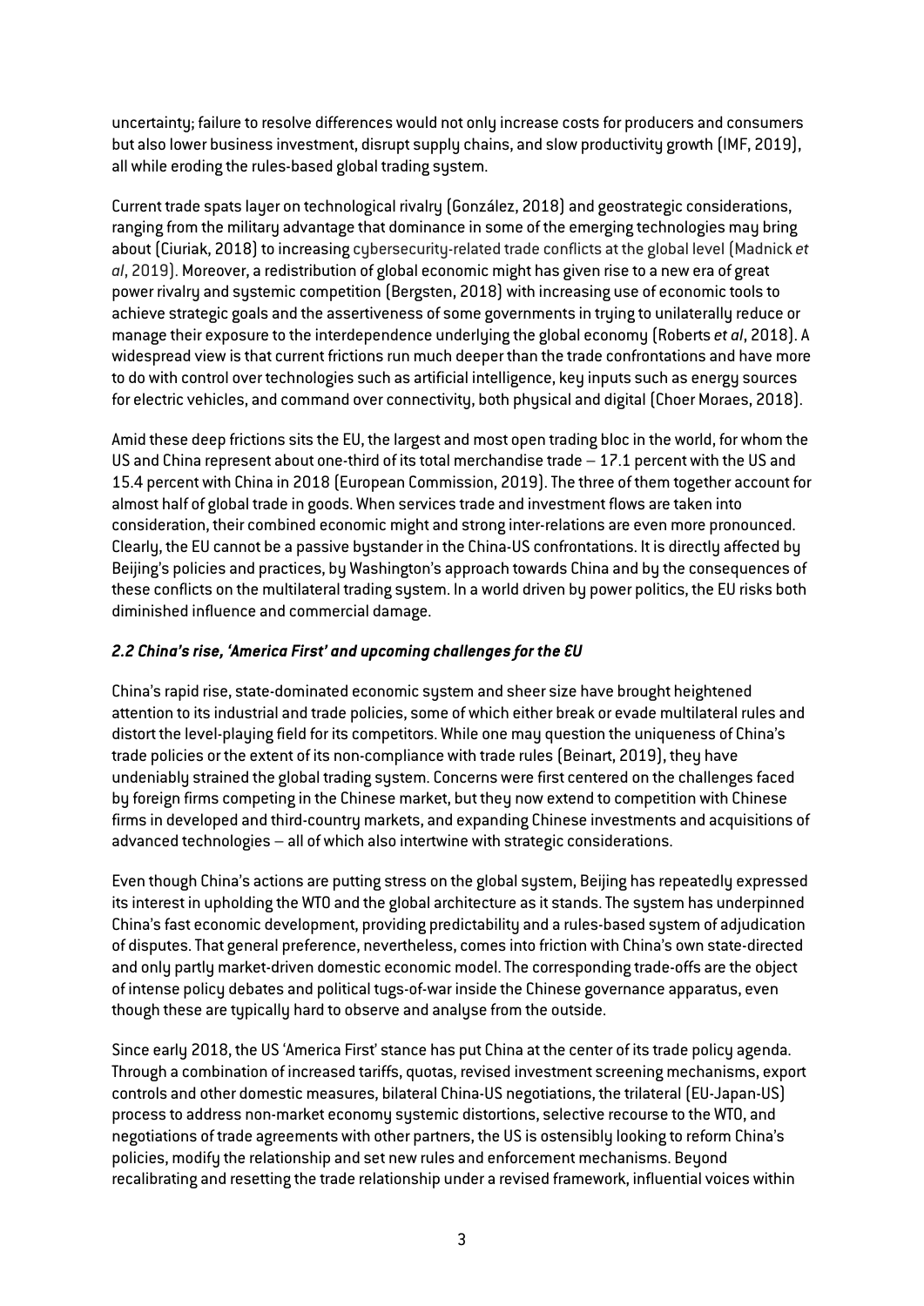uncertainty; failure to resolve differences would not only increase costs for producers and consumers but also lower business investment, disrupt supply chains, and slow productivity growth (IMF, 2019), all while eroding the rules-based global trading system.

Current trade spats layer on technological rivalry (González, 2018) and geostrategic considerations, ranging from the military advantage that dominance in some of the emerging technologies may bring about (Ciuriak, 2018) to increasing cybersecurity-related trade conflicts at the global level (Madnick *et al*, 2019). Moreover, a redistribution of global economic might has given rise to a new era of great power rivalry and systemic competition (Bergsten, 2018) with increasing use of economic tools to achieve strategic goals and the assertiveness of some governments in trying to unilaterally reduce or manage their exposure to the interdependence underlying the global economy (Roberts *et al*, 2018). A widespread view is that current frictions run much deeper than the trade confrontations and have more to do with control over technologies such as artificial intelligence, key inputs such as energy sources for electric vehicles, and command over connectivity, both physical and digital (Choer Moraes, 2018).

Amid these deep frictions sits the EU, the largest and most open trading bloc in the world, for whom the US and China represent about one-third of its total merchandise trade – 17.1 percent with the US and 15.4 percent with China in 2018 (European Commission, 2019). The three of them together account for almost half of global trade in goods. When services trade and investment flows are taken into consideration, their combined economic might and strong inter-relations are even more pronounced. Clearly, the EU cannot be a passive bystander in the China-US confrontations. It is directly affected by Beijing's policies and practices, by Washington's approach towards China and by the consequences of these conflicts on the multilateral trading system. In a world driven by power politics, the EU risks both diminished influence and commercial damage.

### *2.2 China's rise, 'America First' and upcoming challenges for the EU*

China's rapid rise, state-dominated economic system and sheer size have brought heightened attention to its industrial and trade policies, some of which either break or evade multilateral rules and distort the level-playing field for its competitors. While one may question the uniqueness of China's trade policies or the extent of its non-compliance with trade rules (Beinart, 2019), they have undeniably strained the global trading system. Concerns were first centered on the challenges faced by foreign firms competing in the Chinese market, but they now extend to competition with Chinese firms in developed and third-country markets, and expanding Chinese investments and acquisitions of advanced technologies – all of which also intertwine with strategic considerations.

Even though China's actions are putting stress on the global system, Beijing has repeatedly expressed its interest in upholding the WTO and the global architecture as it stands. The system has underpinned China's fast economic development, providing predictability and a rules-based system of adjudication of disputes. That general preference, nevertheless, comes into friction with China's own state-directed and only partly market-driven domestic economic model. The corresponding trade-offs are the object of intense policy debates and political tugs-of-war inside the Chinese governance apparatus, even though these are typically hard to observe and analyse from the outside.

Since early 2018, the US 'America First' stance has put China at the center of its trade policy agenda. Through a combination of increased tariffs, quotas, revised investment screening mechanisms, export controls and other domestic measures, bilateral China-US negotiations, the trilateral (EU-Japan-US) process to address non-market economy systemic distortions, selective recourse to the WTO, and negotiations of trade agreements with other partners, the US is ostensibly looking to reform China's policies, modify the relationship and set new rules and enforcement mechanisms. Beyond recalibrating and resetting the trade relationship under a revised framework, influential voices within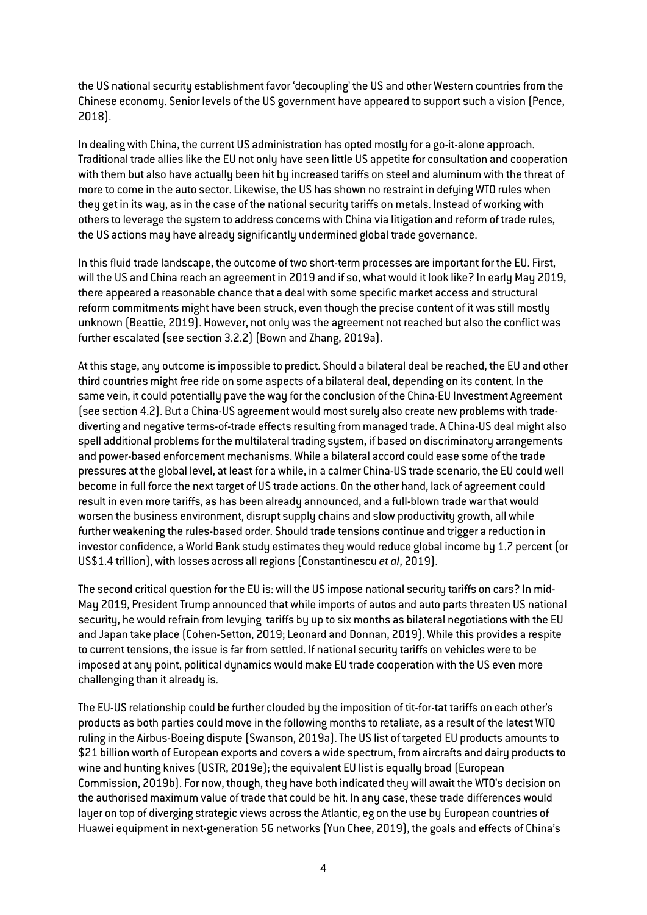the US national security establishment favor 'decoupling' the US and other Western countries from the Chinese economy. Senior levels of the US government have appeared to support such a vision (Pence, 2018).

In dealing with China, the current US administration has opted mostly for a go-it-alone approach. Traditional trade allies like the EU not only have seen little US appetite for consultation and cooperation with them but also have actually been hit by increased tariffs on steel and aluminum with the threat of more to come in the auto sector. Likewise, the US has shown no restraint in defying WTO rules when they get in its way, as in the case of the national security tariffs on metals. Instead of working with others to leverage the system to address concerns with China via litigation and reform of trade rules, the US actions may have already significantly undermined global trade governance.

In this fluid trade landscape, the outcome of two short-term processes are important for the EU. First, will the US and China reach an agreement in 2019 and if so, what would it look like? In early May 2019, there appeared a reasonable chance that a deal with some specific market access and structural reform commitments might have been struck, even though the precise content of it was still mostly unknown (Beattie, 2019). However, not only was the agreement not reached but also the conflict was further escalated (see section 3.2.2) (Bown and Zhang, 2019a).

At this stage, any outcome is impossible to predict. Should a bilateral deal be reached, the EU and other third countries might free ride on some aspects of a bilateral deal, depending on its content. In the same vein, it could potentially pave the way for the conclusion of the China-EU Investment Agreement (see section 4.2). But a China-US agreement would most surely also create new problems with trade-diverting and negative terms-of-trade effects resulting from managed trade. A China-US deal might also spell additional problems for the multilateral trading system, if based on discriminatory arrangements and power-based enforcement mechanisms. While a bilateral accord could ease some of the trade pressures at the global level, at least for a while, in a calmer China-US trade scenario, the EU could well become in full force the next target of US trade actions. On the other hand, lack of agreement could result in even more tariffs, as has been already announced, and a full-blown trade war that would worsen the business environment, disrupt supply chains and slow productivity growth, all while further weakening the rules-based order. Should trade tensions continue and trigger a reduction in investor confidence, a World Bank study estimates they would reduce global income by 1.7 percent (or US$1.4 trillion), with losses across all regions (Constantinescu *et al*, 2019).

The second critical question for the EU is: will the US impose national security tariffs on cars? In mid-May 2019, President Trump announced that while imports of autos and auto parts threaten US national security, he would refrain from levying tariffs by up to six months as bilateral negotiations with the EU and Japan take place (Cohen-Setton, 2019; Leonard and Donnan, 2019). While this provides a respite to current tensions, the issue is far from settled. If national security tariffs on vehicles were to be imposed at any point, political dynamics would make EU trade cooperation with the US even more challenging than it already is.

The EU-US relationship could be further clouded by the imposition of tit-for-tat tariffs on each other's products as both parties could move in the following months to retaliate, as a result of the latest WTO ruling in the Airbus-Boeing dispute (Swanson, 2019a). The US list of targeted EU products amounts to $21 billion worth of European exports and covers a wide spectrum, from aircrafts and dairy products to wine and hunting knives (USTR, 2019e); the equivalent EU list is equally broad (European Commission, 2019b). For now, though, they have both indicated they will await the WTO's decision on the authorised maximum value of trade that could be hit. In any case, these trade differences would layer on top of diverging strategic views across the Atlantic, eg on the use by European countries of Huawei equipment in next-generation 5G networks (Yun Chee, 2019), the goals and effects of China's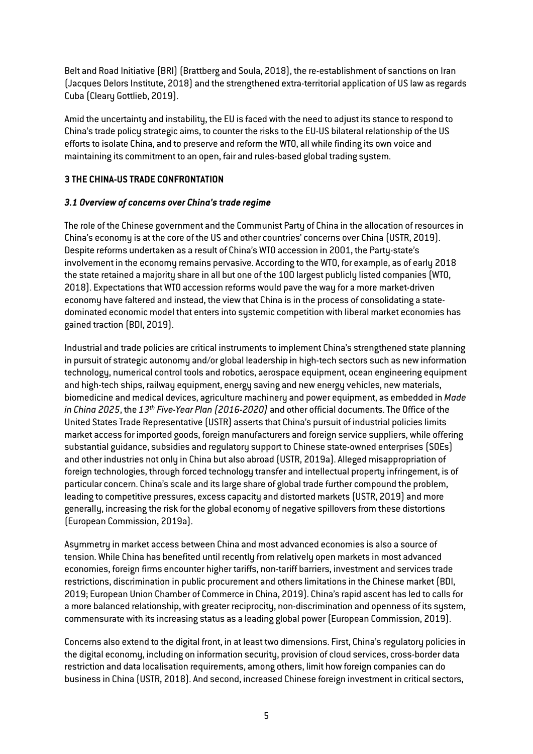Belt and Road Initiative (BRI) (Brattberg and Soula, 2018), the re-establishment of sanctions on Iran (Jacques Delors Institute, 2018) and the strengthened extra-territorial application of US law as regards Cuba (Cleary Gottlieb, 2019).

Amid the uncertainty and instability, the EU is faced with the need to adjust its stance to respond to China's trade policy strategic aims, to counter the risks to the EU-US bilateral relationship of the US efforts to isolate China, and to preserve and reform the WTO, all while finding its own voice and maintaining its commitment to an open, fair and rules-based global trading system.

## 3 THE CHINA-US TRADE CONFRONTATION

### *3.1 Overview of concerns over China's trade regime*

The role of the Chinese government and the Communist Party of China in the allocation of resources in China's economy is at the core of the US and other countries' concerns over China (USTR, 2019). Despite reforms undertaken as a result of China's WTO accession in 2001, the Party-state's involvement in the economy remains pervasive. According to the WTO, for example, as of early 2018 the state retained a majority share in all but one of the 100 largest publicly listed companies (WTO, 2018). Expectations that WTO accession reforms would pave the way for a more market-driven economy have faltered and instead, the view that China is in the process of consolidating a state-dominated economic model that enters into systemic competition with liberal market economies has gained traction (BDI, 2019).

Industrial and trade policies are critical instruments to implement China's strengthened state planning in pursuit of strategic autonomy and/or global leadership in high-tech sectors such as new information technology, numerical control tools and robotics, aerospace equipment, ocean engineering equipment and high-tech ships, railway equipment, energy saving and new energy vehicles, new materials, biomedicine and medical devices, agriculture machinery and power equipment, as embedded in *Made in China 2025*, the *13th Five-Year Plan (2016-2020)* and other official documents. The Office of the United States Trade Representative (USTR) asserts that China's pursuit of industrial policies limits market access for imported goods, foreign manufacturers and foreign service suppliers, while offering substantial guidance, subsidies and regulatory support to Chinese state-owned enterprises (SOEs) and other industries not only in China but also abroad (USTR, 2019a). Alleged misappropriation of foreign technologies, through forced technology transfer and intellectual property infringement, is of particular concern. China's scale and its large share of global trade further compound the problem, leading to competitive pressures, excess capacity and distorted markets (USTR, 2019) and more generally, increasing the risk for the global economy of negative spillovers from these distortions (European Commission, 2019a).

Asymmetry in market access between China and most advanced economies is also a source of tension. While China has benefited until recently from relatively open markets in most advanced economies, foreign firms encounter higher tariffs, non-tariff barriers, investment and services trade restrictions, discrimination in public procurement and others limitations in the Chinese market (BDI, 2019; European Union Chamber of Commerce in China, 2019). China's rapid ascent has led to calls for a more balanced relationship, with greater reciprocity, non-discrimination and openness of its system, commensurate with its increasing status as a leading global power (European Commission, 2019).

Concerns also extend to the digital front, in at least two dimensions. First, China's regulatory policies in the digital economy, including on information security, provision of cloud services, cross-border data restriction and data localisation requirements, among others, limit how foreign companies can do business in China (USTR, 2018). And second, increased Chinese foreign investment in critical sectors,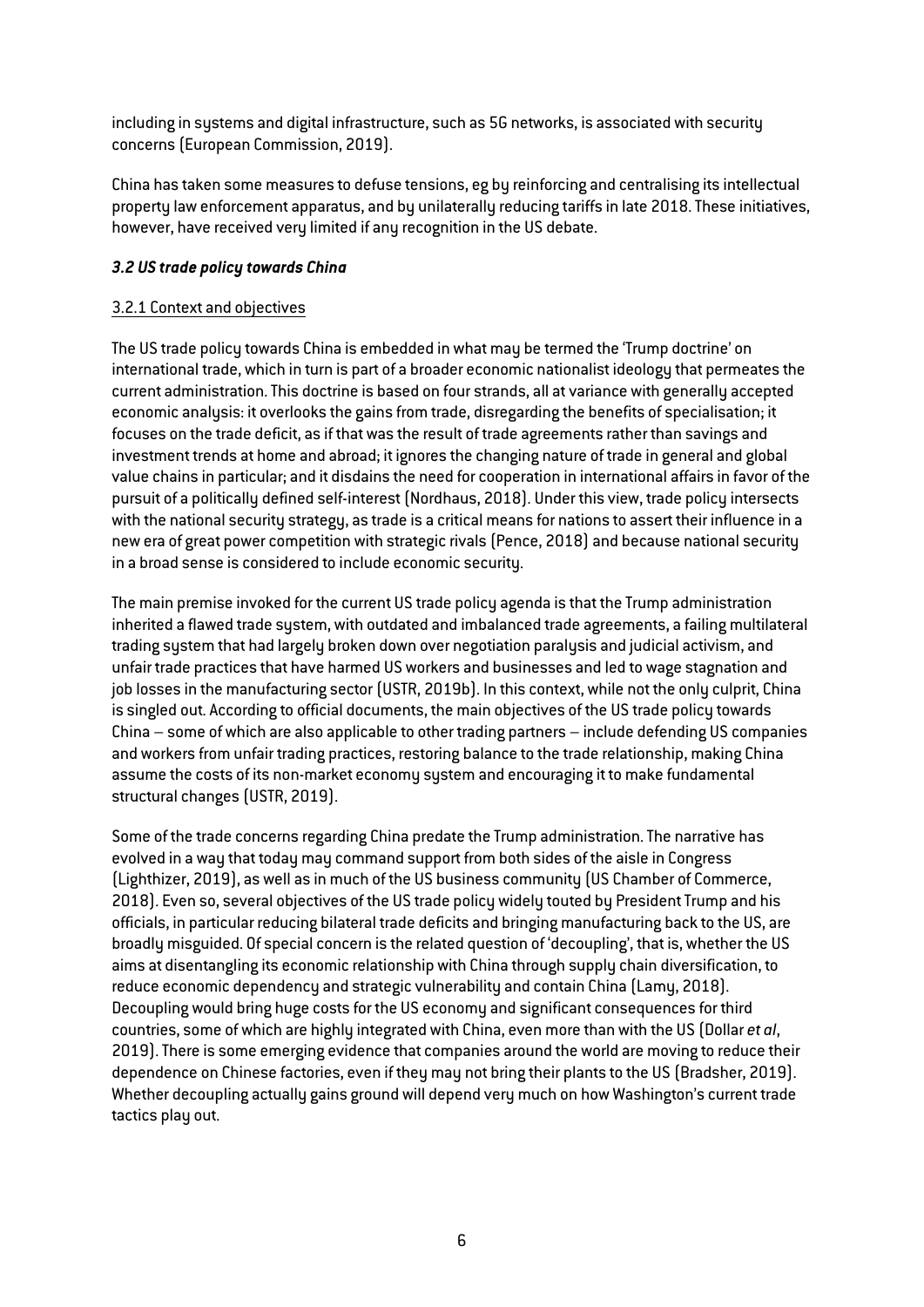including in systems and digital infrastructure, such as 5G networks, is associated with security concerns (European Commission, 2019).

China has taken some measures to defuse tensions, eg by reinforcing and centralising its intellectual property law enforcement apparatus, and by unilaterally reducing tariffs in late 2018. These initiatives, however, have received very limited if any recognition in the US debate.

### *3.2 US trade policy towards China*

#### 3.2.1 Context and objectives

The US trade policy towards China is embedded in what may be termed the 'Trump doctrine' on international trade, which in turn is part of a broader economic nationalist ideology that permeates the current administration. This doctrine is based on four strands, all at variance with generally accepted economic analysis: it overlooks the gains from trade, disregarding the benefits of specialisation; it focuses on the trade deficit, as if that was the result of trade agreements rather than savings and investment trends at home and abroad; it ignores the changing nature of trade in general and global value chains in particular; and it disdains the need for cooperation in international affairs in favor of the pursuit of a politically defined self-interest (Nordhaus, 2018). Under this view, trade policy intersects with the national security strategy, as trade is a critical means for nations to assert their influence in a new era of great power competition with strategic rivals (Pence, 2018) and because national security in a broad sense is considered to include economic security.

The main premise invoked for the current US trade policy agenda is that the Trump administration inherited a flawed trade system, with outdated and imbalanced trade agreements, a failing multilateral trading system that had largely broken down over negotiation paralysis and judicial activism, and unfair trade practices that have harmed US workers and businesses and led to wage stagnation and job losses in the manufacturing sector (USTR, 2019b). In this context, while not the only culprit, China is singled out. According to official documents, the main objectives of the US trade policy towards China – some of which are also applicable to other trading partners – include defending US companies and workers from unfair trading practices, restoring balance to the trade relationship, making China assume the costs of its non-market economy system and encouraging it to make fundamental structural changes (USTR, 2019).

Some of the trade concerns regarding China predate the Trump administration. The narrative has evolved in a way that today may command support from both sides of the aisle in Congress (Lighthizer, 2019), as well as in much of the US business community (US Chamber of Commerce, 2018). Even so, several objectives of the US trade policy widely touted by President Trump and his officials, in particular reducing bilateral trade deficits and bringing manufacturing back to the US, are broadly misguided. Of special concern is the related question of 'decoupling', that is, whether the US aims at disentangling its economic relationship with China through supply chain diversification, to reduce economic dependency and strategic vulnerability and contain China (Lamy, 2018). Decoupling would bring huge costs for the US economy and significant consequences for third countries, some of which are highly integrated with China, even more than with the US (Dollar *et al*, 2019). There is some emerging evidence that companies around the world are moving to reduce their dependence on Chinese factories, even if they may not bring their plants to the US (Bradsher, 2019). Whether decoupling actually gains ground will depend very much on how Washington's current trade tactics play out.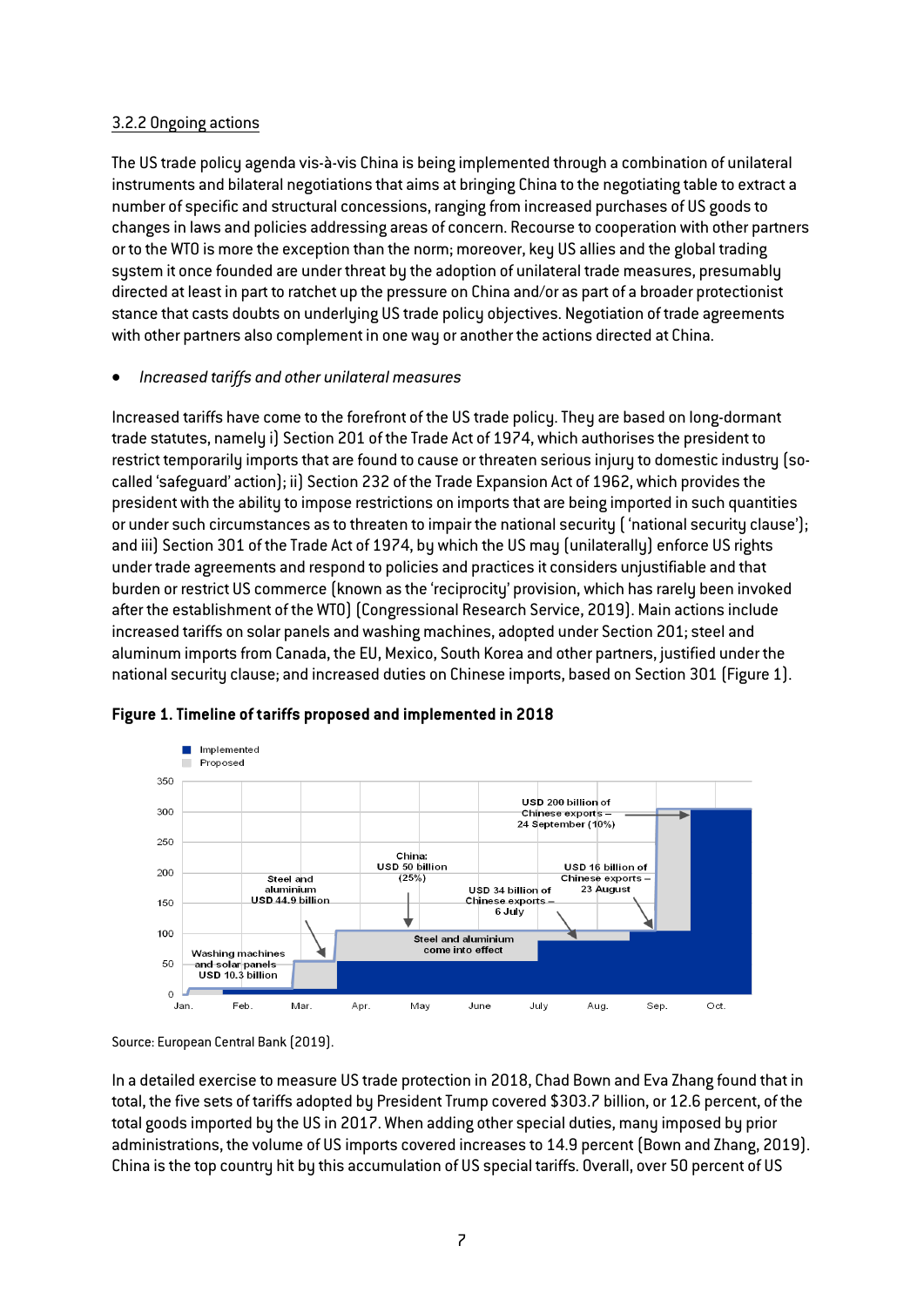3.2.2 Ongoing actions

The US trade policy agenda vis-à-vis China is being implemented through a combination of unilateral instruments and bilateral negotiations that aims at bringing China to the negotiating table to extract a number of specific and structural concessions, ranging from increased purchases of US goods to changes in laws and policies addressing areas of concern. Recourse to cooperation with other partners or to the WTO is more the exception than the norm; moreover, key US allies and the global trading system it once founded are under threat by the adoption of unilateral trade measures, presumably directed at least in part to ratchet up the pressure on China and/or as part of a broader protectionist stance that casts doubts on underlying US trade policy objectives. Negotiation of trade agreements with other partners also complement in one way or another the actions directed at China.

- *Increased tariffs and other unilateral measures*

Increased tariffs have come to the forefront of the US trade policy. They are based on long-dormant trade statutes, namely i) Section 201 of the Trade Act of 1974, which authorises the president to restrict temporarily imports that are found to cause or threaten serious injury to domestic industry (so-called 'safeguard' action); ii) Section 232 of the Trade Expansion Act of 1962, which provides the president with the ability to impose restrictions on imports that are being imported in such quantities or under such circumstances as to threaten to impair the national security ( 'national security clause'); and iii) Section 301 of the Trade Act of 1974, by which the US may (unilaterally) enforce US rights under trade agreements and respond to policies and practices it considers unjustifiable and that burden or restrict US commerce (known as the 'reciprocity' provision, which has rarely been invoked after the establishment of the WTO) (Congressional Research Service, 2019). Main actions include increased tariffs on solar panels and washing machines, adopted under Section 201; steel and aluminum imports from Canada, the EU, Mexico, South Korea and other partners, justified under the national security clause; and increased duties on Chinese imports, based on Section 301 (Figure 1).

**Figure 1. Timeline of tariffs proposed and implemented in 2018**

Source: European Central Bank (2019).

In a detailed exercise to measure US trade protection in 2018, Chad Bown and Eva Zhang found that in total, the five sets of tariffs adopted by President Trump covered $303.7 billion, or 12.6 percent, of the total goods imported by the US in 2017. When adding other special duties, many imposed by prior administrations, the volume of US imports covered increases to 14.9 percent (Bown and Zhang, 2019). China is the top country hit by this accumulation of US special tariffs. Overall, over 50 percent of US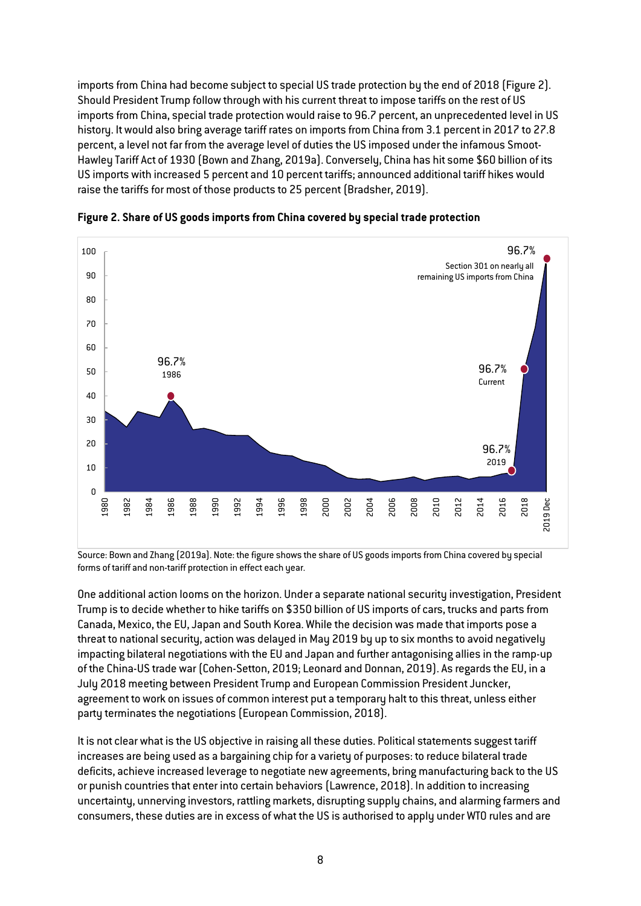imports from China had become subject to special US trade protection by the end of 2018 (Figure 2). Should President Trump follow through with his current threat to impose tariffs on the rest of US imports from China, special trade protection would raise to 96.7 percent, an unprecedented level in US history. It would also bring average tariff rates on imports from China from 3.1 percent in 2017 to 27.8 percent, a level not far from the average level of duties the US imposed under the infamous Smoot-Hawley Tariff Act of 1930 (Bown and Zhang, 2019a). Conversely, China has hit some $60 billion of its US imports with increased 5 percent and 10 percent tariffs; announced additional tariff hikes would raise the tariffs for most of those products to 25 percent (Bradsher, 2019).

**Figure 2. Share of US goods imports from China covered by special trade protection**

Source: Bown and Zhang (2019a). Note: the figure shows the share of US goods imports from China covered by special forms of tariff and non-tariff protection in effect each year.

One additional action looms on the horizon. Under a separate national security investigation, President Trump is to decide whether to hike tariffs on $350 billion of US imports of cars, trucks and parts from Canada, Mexico, the EU, Japan and South Korea. While the decision was made that imports pose a threat to national security, action was delayed in May 2019 by up to six months to avoid negatively impacting bilateral negotiations with the EU and Japan and further antagonising allies in the ramp-up of the China-US trade war (Cohen-Setton, 2019; Leonard and Donnan, 2019). As regards the EU, in a July 2018 meeting between President Trump and European Commission President Juncker, agreement to work on issues of common interest put a temporary halt to this threat, unless either party terminates the negotiations (European Commission, 2018).

It is not clear what is the US objective in raising all these duties. Political statements suggest tariff increases are being used as a bargaining chip for a variety of purposes: to reduce bilateral trade deficits, achieve increased leverage to negotiate new agreements, bring manufacturing back to the US or punish countries that enter into certain behaviors (Lawrence, 2018). In addition to increasing uncertainty, unnerving investors, rattling markets, disrupting supply chains, and alarming farmers and consumers, these duties are in excess of what the US is authorised to apply under WTO rules and are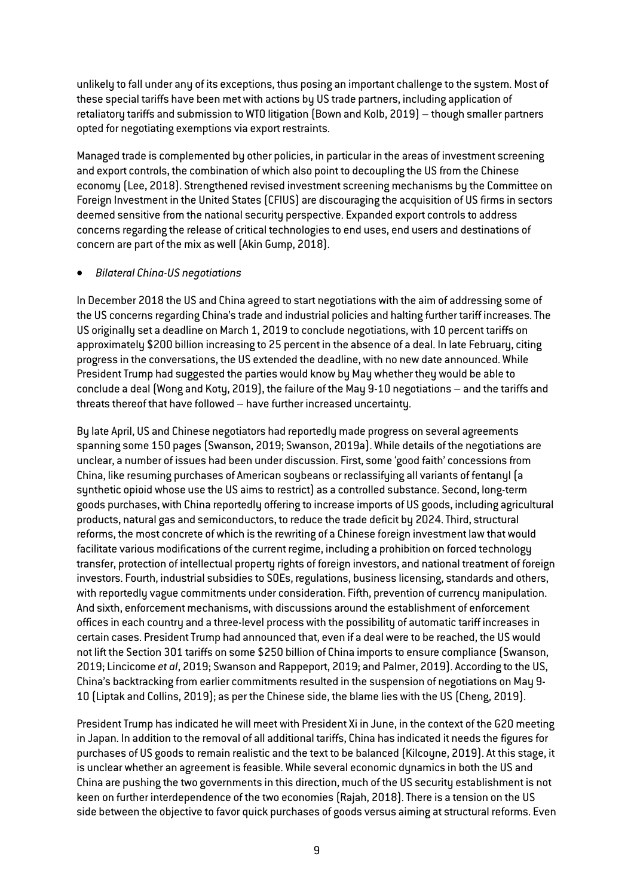unlikely to fall under any of its exceptions, thus posing an important challenge to the system. Most of these special tariffs have been met with actions by US trade partners, including application of retaliatory tariffs and submission to WTO litigation (Bown and Kolb, 2019) – though smaller partners opted for negotiating exemptions via export restraints.

Managed trade is complemented by other policies, in particular in the areas of investment screening and export controls, the combination of which also point to decoupling the US from the Chinese economy (Lee, 2018). Strengthened revised investment screening mechanisms by the Committee on Foreign Investment in the United States (CFIUS) are discouraging the acquisition of US firms in sectors deemed sensitive from the national security perspective. Expanded export controls to address concerns regarding the release of critical technologies to end uses, end users and destinations of concern are part of the mix as well (Akin Gump, 2018).

- *Bilateral China-US negotiations*

In December 2018 the US and China agreed to start negotiations with the aim of addressing some of the US concerns regarding China's trade and industrial policies and halting further tariff increases. The US originally set a deadline on March 1, 2019 to conclude negotiations, with 10 percent tariffs on approximately $200 billion increasing to 25 percent in the absence of a deal. In late February, citing progress in the conversations, the US extended the deadline, with no new date announced. While President Trump had suggested the parties would know by May whether they would be able to conclude a deal (Wong and Koty, 2019), the failure of the May 9-10 negotiations – and the tariffs and threats thereof that have followed – have further increased uncertainty.

By late April, US and Chinese negotiators had reportedly made progress on several agreements spanning some 150 pages (Swanson, 2019; Swanson, 2019a). While details of the negotiations are unclear, a number of issues had been under discussion. First, some 'good faith' concessions from China, like resuming purchases of American soybeans or reclassifying all variants of fentanyl (a synthetic opioid whose use the US aims to restrict) as a controlled substance. Second, long-term goods purchases, with China reportedly offering to increase imports of US goods, including agricultural products, natural gas and semiconductors, to reduce the trade deficit by 2024. Third, structural reforms, the most concrete of which is the rewriting of a Chinese foreign investment law that would facilitate various modifications of the current regime, including a prohibition on forced technology transfer, protection of intellectual property rights of foreign investors, and national treatment of foreign investors. Fourth, industrial subsidies to SOEs, regulations, business licensing, standards and others, with reportedly vague commitments under consideration. Fifth, prevention of currency manipulation. And sixth, enforcement mechanisms, with discussions around the establishment of enforcement offices in each country and a three-level process with the possibility of automatic tariff increases in certain cases. President Trump had announced that, even if a deal were to be reached, the US would not lift the Section 301 tariffs on some $250 billion of China imports to ensure compliance (Swanson, 2019; Lincicome *et al*, 2019; Swanson and Rappeport, 2019; and Palmer, 2019). According to the US, China's backtracking from earlier commitments resulted in the suspension of negotiations on May 9-10 (Liptak and Collins, 2019); as per the Chinese side, the blame lies with the US (Cheng, 2019).

President Trump has indicated he will meet with President Xi in June, in the context of the G20 meeting in Japan. In addition to the removal of all additional tariffs, China has indicated it needs the figures for purchases of US goods to remain realistic and the text to be balanced (Kilcoyne, 2019). At this stage, it is unclear whether an agreement is feasible. While several economic dynamics in both the US and China are pushing the two governments in this direction, much of the US security establishment is not keen on further interdependence of the two economies (Rajah, 2018). There is a tension on the US side between the objective to favor quick purchases of goods versus aiming at structural reforms. Even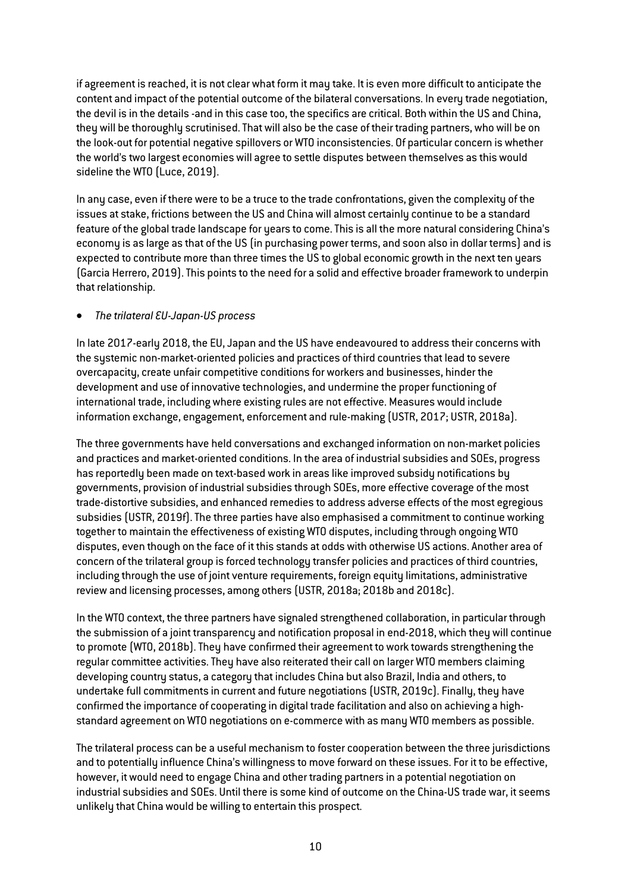if agreement is reached, it is not clear what form it may take. It is even more difficult to anticipate the content and impact of the potential outcome of the bilateral conversations. In every trade negotiation, the devil is in the details -and in this case too, the specifics are critical. Both within the US and China, they will be thoroughly scrutinised. That will also be the case of their trading partners, who will be on the look-out for potential negative spillovers or WTO inconsistencies. Of particular concern is whether the world's two largest economies will agree to settle disputes between themselves as this would sideline the WTO (Luce, 2019).

In any case, even if there were to be a truce to the trade confrontations, given the complexity of the issues at stake, frictions between the US and China will almost certainly continue to be a standard feature of the global trade landscape for years to come. This is all the more natural considering China's economy is as large as that of the US (in purchasing power terms, and soon also in dollar terms) and is expected to contribute more than three times the US to global economic growth in the next ten years (Garcia Herrero, 2019). This points to the need for a solid and effective broader framework to underpin that relationship.

- *The trilateral EU-Japan-US process*

In late 2017-early 2018, the EU, Japan and the US have endeavoured to address their concerns with the systemic non-market-oriented policies and practices of third countries that lead to severe overcapacity, create unfair competitive conditions for workers and businesses, hinder the development and use of innovative technologies, and undermine the proper functioning of international trade, including where existing rules are not effective. Measures would include information exchange, engagement, enforcement and rule-making (USTR, 2017; USTR, 2018a).

The three governments have held conversations and exchanged information on non-market policies and practices and market-oriented conditions. In the area of industrial subsidies and SOEs, progress has reportedly been made on text-based work in areas like improved subsidy notifications by governments, provision of industrial subsidies through SOEs, more effective coverage of the most trade-distortive subsidies, and enhanced remedies to address adverse effects of the most egregious subsidies (USTR, 2019f). The three parties have also emphasised a commitment to continue working together to maintain the effectiveness of existing WTO disputes, including through ongoing WTO disputes, even though on the face of it this stands at odds with otherwise US actions. Another area of concern of the trilateral group is forced technology transfer policies and practices of third countries, including through the use of joint venture requirements, foreign equity limitations, administrative review and licensing processes, among others (USTR, 2018a; 2018b and 2018c).

In the WTO context, the three partners have signaled strengthened collaboration, in particular through the submission of a joint transparency and notification proposal in end-2018, which they will continue to promote (WTO, 2018b). They have confirmed their agreement to work towards strengthening the regular committee activities. They have also reiterated their call on larger WTO members claiming developing country status, a category that includes China but also Brazil, India and others, to undertake full commitments in current and future negotiations (USTR, 2019c). Finally, they have confirmed the importance of cooperating in digital trade facilitation and also on achieving a high-standard agreement on WTO negotiations on e-commerce with as many WTO members as possible.

The trilateral process can be a useful mechanism to foster cooperation between the three jurisdictions and to potentially influence China's willingness to move forward on these issues. For it to be effective, however, it would need to engage China and other trading partners in a potential negotiation on industrial subsidies and SOEs. Until there is some kind of outcome on the China-US trade war, it seems unlikely that China would be willing to entertain this prospect.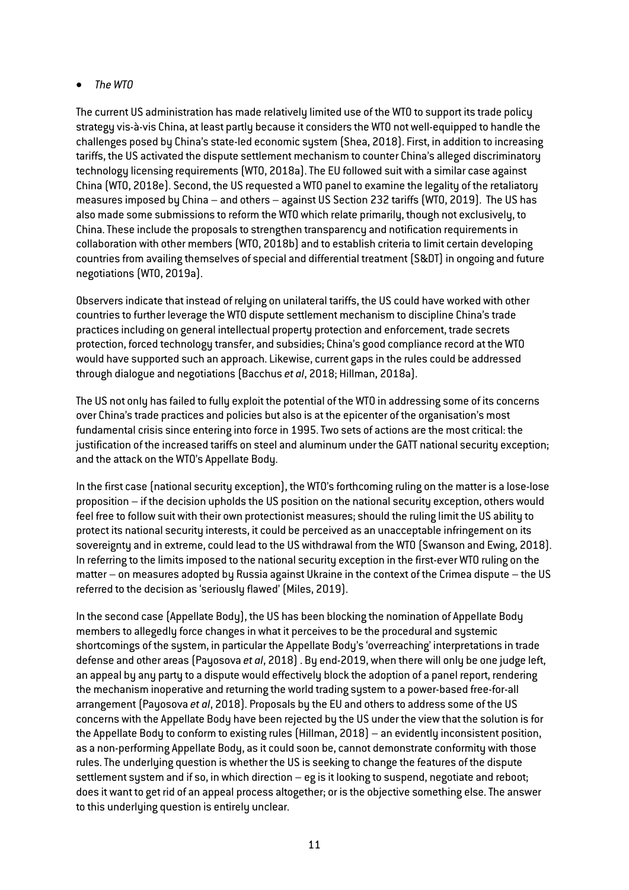- *The WTO*

The current US administration has made relatively limited use of the WTO to support its trade policy strategy vis-à-vis China, at least partly because it considers the WTO not well-equipped to handle the challenges posed by China's state-led economic system (Shea, 2018). First, in addition to increasing tariffs, the US activated the dispute settlement mechanism to counter China's alleged discriminatory technology licensing requirements (WTO, 2018a). The EU followed suit with a similar case against China (WTO, 2018e). Second, the US requested a WTO panel to examine the legality of the retaliatory measures imposed by China – and others – against US Section 232 tariffs (WTO, 2019). The US has also made some submissions to reform the WTO which relate primarily, though not exclusively, to China. These include the proposals to strengthen transparency and notification requirements in collaboration with other members (WTO, 2018b) and to establish criteria to limit certain developing countries from availing themselves of special and differential treatment (S&DT) in ongoing and future negotiations (WTO, 2019a).

Observers indicate that instead of relying on unilateral tariffs, the US could have worked with other countries to further leverage the WTO dispute settlement mechanism to discipline China's trade practices including on general intellectual property protection and enforcement, trade secrets protection, forced technology transfer, and subsidies; China's good compliance record at the WTO would have supported such an approach. Likewise, current gaps in the rules could be addressed through dialogue and negotiations (Bacchus *et al*, 2018; Hillman, 2018a).

The US not only has failed to fully exploit the potential of the WTO in addressing some of its concerns over China's trade practices and policies but also is at the epicenter of the organisation's most fundamental crisis since entering into force in 1995. Two sets of actions are the most critical: the justification of the increased tariffs on steel and aluminum under the GATT national security exception; and the attack on the WTO's Appellate Body.

In the first case (national security exception), the WTO's forthcoming ruling on the matter is a lose-lose proposition – if the decision upholds the US position on the national security exception, others would feel free to follow suit with their own protectionist measures; should the ruling limit the US ability to protect its national security interests, it could be perceived as an unacceptable infringement on its sovereignty and in extreme, could lead to the US withdrawal from the WTO (Swanson and Ewing, 2018). In referring to the limits imposed to the national security exception in the first-ever WTO ruling on the matter – on measures adopted by Russia against Ukraine in the context of the Crimea dispute – the US referred to the decision as 'seriously flawed' (Miles, 2019).

In the second case (Appellate Body), the US has been blocking the nomination of Appellate Body members to allegedly force changes in what it perceives to be the procedural and systemic shortcomings of the system, in particular the Appellate Body's 'overreaching' interpretations in trade defense and other areas (Payosova *et al*, 2018) . By end-2019, when there will only be one judge left, an appeal by any party to a dispute would effectively block the adoption of a panel report, rendering the mechanism inoperative and returning the world trading system to a power-based free-for-all arrangement (Payosova *et al*, 2018). Proposals by the EU and others to address some of the US concerns with the Appellate Body have been rejected by the US under the view that the solution is for the Appellate Body to conform to existing rules (Hillman, 2018) – an evidently inconsistent position, as a non-performing Appellate Body, as it could soon be, cannot demonstrate conformity with those rules. The underlying question is whether the US is seeking to change the features of the dispute settlement system and if so, in which direction – eg is it looking to suspend, negotiate and reboot; does it want to get rid of an appeal process altogether; or is the objective something else. The answer to this underlying question is entirely unclear.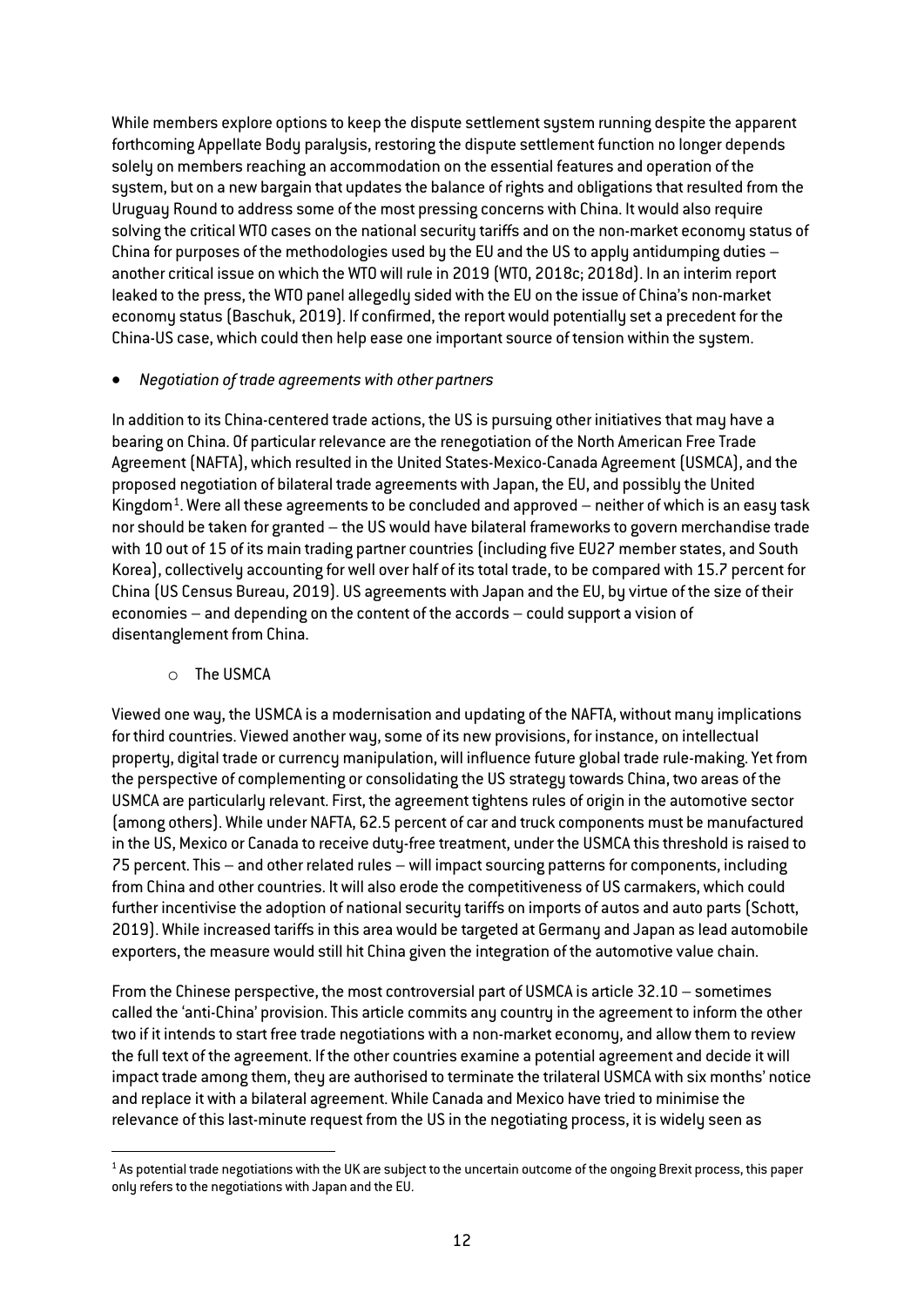While members explore options to keep the dispute settlement system running despite the apparent forthcoming Appellate Body paralysis, restoring the dispute settlement function no longer depends solely on members reaching an accommodation on the essential features and operation of the system, but on a new bargain that updates the balance of rights and obligations that resulted from the Uruguay Round to address some of the most pressing concerns with China. It would also require solving the critical WTO cases on the national security tariffs and on the non-market economy status of China for purposes of the methodologies used by the EU and the US to apply antidumping duties – another critical issue on which the WTO will rule in 2019 (WTO, 2018c; 2018d). In an interim report leaked to the press, the WTO panel allegedly sided with the EU on the issue of China's non-market economy status (Baschuk, 2019). If confirmed, the report would potentially set a precedent for the China-US case, which could then help ease one important source of tension within the system.

- *Negotiation of trade agreements with other partners*

In addition to its China-centered trade actions, the US is pursuing other initiatives that may have a bearing on China. Of particular relevance are the renegotiation of the North American Free Trade Agreement (NAFTA), which resulted in the United States-Mexico-Canada Agreement (USMCA), and the proposed negotiation of bilateral trade agreements with Japan, the EU, and possibly the United Kingdom[1]. Were all these agreements to be concluded and approved – neither of which is an easy task nor should be taken for granted – the US would have bilateral frameworks to govern merchandise trade with 10 out of 15 of its main trading partner countries (including five EU27 member states, and South Korea), collectively accounting for well over half of its total trade, to be compared with 15.7 percent for China (US Census Bureau, 2019). US agreements with Japan and the EU, by virtue of the size of their economies – and depending on the content of the accords – could support a vision of disentanglement from China.

  - The USMCA

Viewed one way, the USMCA is a modernisation and updating of the NAFTA, without many implications for third countries. Viewed another way, some of its new provisions, for instance, on intellectual property, digital trade or currency manipulation, will influence future global trade rule-making. Yet from the perspective of complementing or consolidating the US strategy towards China, two areas of the USMCA are particularly relevant. First, the agreement tightens rules of origin in the automotive sector (among others). While under NAFTA, 62.5 percent of car and truck components must be manufactured in the US, Mexico or Canada to receive duty-free treatment, under the USMCA this threshold is raised to 75 percent. This – and other related rules – will impact sourcing patterns for components, including from China and other countries. It will also erode the competitiveness of US carmakers, which could further incentivise the adoption of national security tariffs on imports of autos and auto parts (Schott, 2019). While increased tariffs in this area would be targeted at Germany and Japan as lead automobile exporters, the measure would still hit China given the integration of the automotive value chain.

From the Chinese perspective, the most controversial part of USMCA is article 32.10 – sometimes called the 'anti-China' provision. This article commits any country in the agreement to inform the other two if it intends to start free trade negotiations with a non-market economy, and allow them to review the full text of the agreement. If the other countries examine a potential agreement and decide it will impact trade among them, they are authorised to terminate the trilateral USMCA with six months' notice and replace it with a bilateral agreement. While Canada and Mexico have tried to minimise the relevance of this last-minute request from the US in the negotiating process, it is widely seen as

[1] As potential trade negotiations with the UK are subject to the uncertain outcome of the ongoing Brexit process, this paper only refers to the negotiations with Japan and the EU.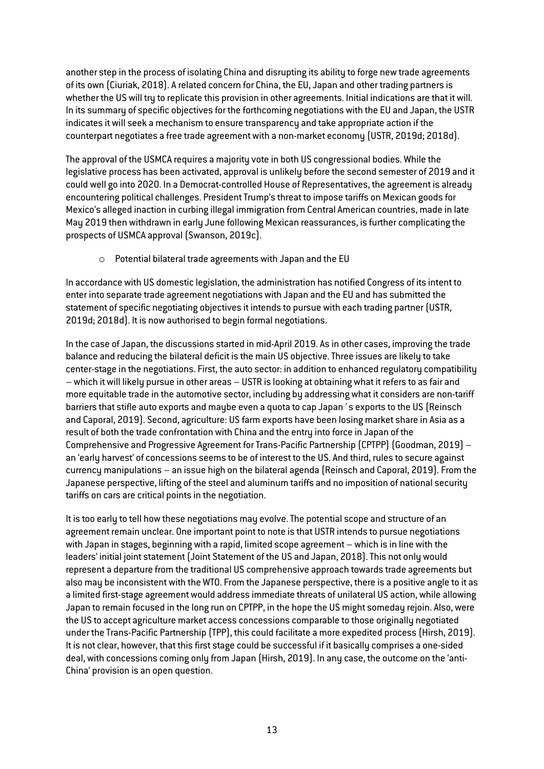another step in the process of isolating China and disrupting its ability to forge new trade agreements of its own (Ciuriak, 2018). A related concern for China, the EU, Japan and other trading partners is whether the US will try to replicate this provision in other agreements. Initial indications are that it will. In its summary of specific objectives for the forthcoming negotiations with the EU and Japan, the USTR indicates it will seek a mechanism to ensure transparency and take appropriate action if the counterpart negotiates a free trade agreement with a non-market economy (USTR, 2019d; 2018d).

The approval of the USMCA requires a majority vote in both US congressional bodies. While the legislative process has been activated, approval is unlikely before the second semester of 2019 and it could well go into 2020. In a Democrat-controlled House of Representatives, the agreement is already encountering political challenges. President Trump's threat to impose tariffs on Mexican goods for Mexico's alleged inaction in curbing illegal immigration from Central American countries, made in late May 2019 then withdrawn in early June following Mexican reassurances, is further complicating the prospects of USMCA approval (Swanson, 2019c).

- Potential bilateral trade agreements with Japan and the EU

In accordance with US domestic legislation, the administration has notified Congress of its intent to enter into separate trade agreement negotiations with Japan and the EU and has submitted the statement of specific negotiating objectives it intends to pursue with each trading partner (USTR, 2019d; 2018d). It is now authorised to begin formal negotiations.

In the case of Japan, the discussions started in mid-April 2019. As in other cases, improving the trade balance and reducing the bilateral deficit is the main US objective. Three issues are likely to take center-stage in the negotiations. First, the auto sector: in addition to enhanced regulatory compatibility – which it will likely pursue in other areas – USTR is looking at obtaining what it refers to as fair and more equitable trade in the automotive sector, including by addressing what it considers are non-tariff barriers that stifle auto exports and maybe even a quota to cap Japan´s exports to the US (Reinsch and Caporal, 2019). Second, agriculture: US farm exports have been losing market share in Asia as a result of both the trade confrontation with China and the entry into force in Japan of the Comprehensive and Progressive Agreement for Trans-Pacific Partnership (CPTPP) (Goodman, 2019) – an 'early harvest' of concessions seems to be of interest to the US. And third, rules to secure against currency manipulations – an issue high on the bilateral agenda (Reinsch and Caporal, 2019). From the Japanese perspective, lifting of the steel and aluminum tariffs and no imposition of national security tariffs on cars are critical points in the negotiation.

It is too early to tell how these negotiations may evolve. The potential scope and structure of an agreement remain unclear. One important point to note is that USTR intends to pursue negotiations with Japan in stages, beginning with a rapid, limited scope agreement – which is in line with the leaders' initial joint statement (Joint Statement of the US and Japan, 2018). This not only would represent a departure from the traditional US comprehensive approach towards trade agreements but also may be inconsistent with the WTO. From the Japanese perspective, there is a positive angle to it as a limited first-stage agreement would address immediate threats of unilateral US action, while allowing Japan to remain focused in the long run on CPTPP, in the hope the US might someday rejoin. Also, were the US to accept agriculture market access concessions comparable to those originally negotiated under the Trans-Pacific Partnership (TPP), this could facilitate a more expedited process (Hirsh, 2019). It is not clear, however, that this first stage could be successful if it basically comprises a one-sided deal, with concessions coming only from Japan (Hirsh, 2019). In any case, the outcome on the 'anti-China' provision is an open question.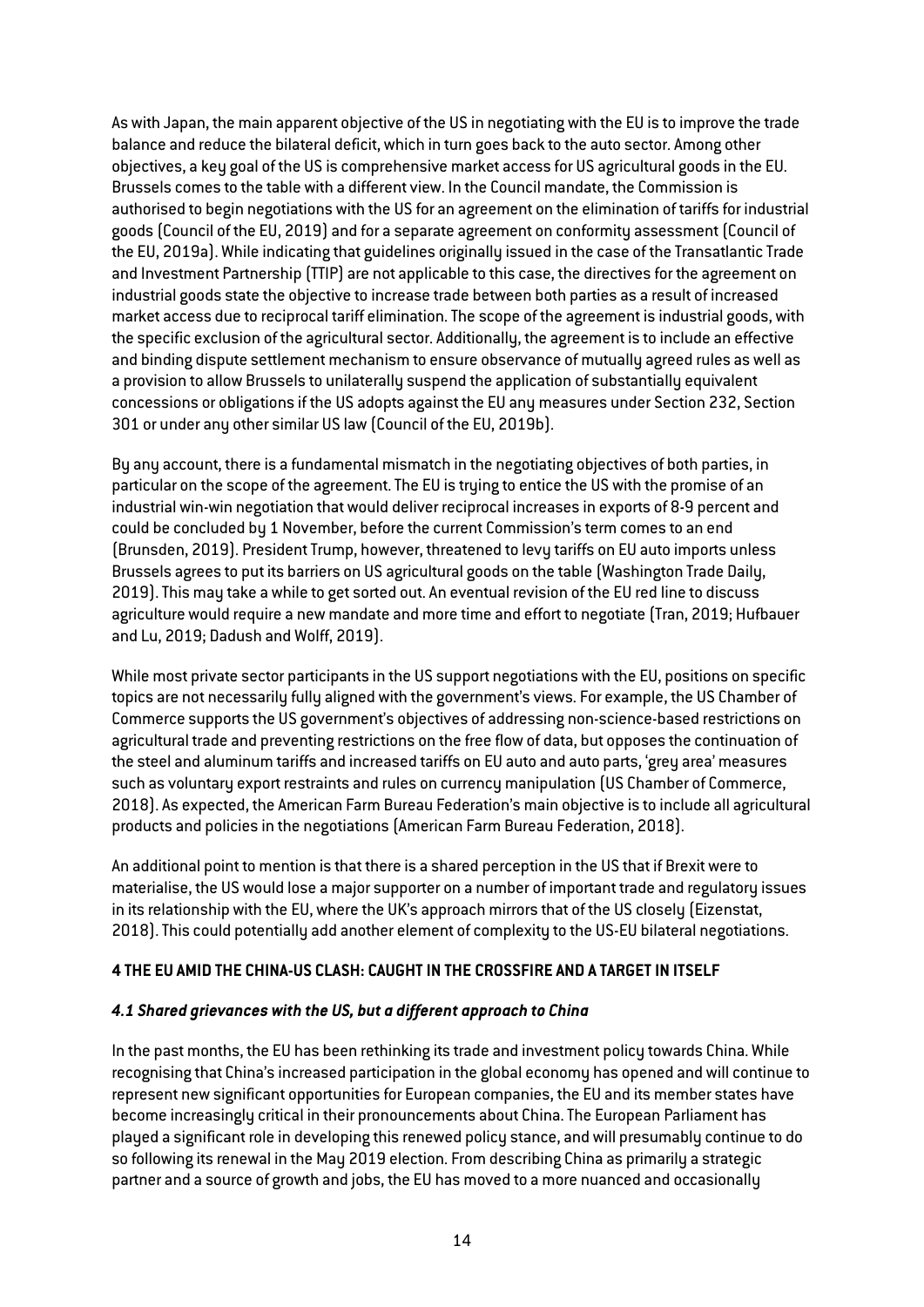As with Japan, the main apparent objective of the US in negotiating with the EU is to improve the trade balance and reduce the bilateral deficit, which in turn goes back to the auto sector. Among other objectives, a key goal of the US is comprehensive market access for US agricultural goods in the EU. Brussels comes to the table with a different view. In the Council mandate, the Commission is authorised to begin negotiations with the US for an agreement on the elimination of tariffs for industrial goods (Council of the EU, 2019) and for a separate agreement on conformity assessment (Council of the EU, 2019a). While indicating that guidelines originally issued in the case of the Transatlantic Trade and Investment Partnership (TTIP) are not applicable to this case, the directives for the agreement on industrial goods state the objective to increase trade between both parties as a result of increased market access due to reciprocal tariff elimination. The scope of the agreement is industrial goods, with the specific exclusion of the agricultural sector. Additionally, the agreement is to include an effective and binding dispute settlement mechanism to ensure observance of mutually agreed rules as well as a provision to allow Brussels to unilaterally suspend the application of substantially equivalent concessions or obligations if the US adopts against the EU any measures under Section 232, Section 301 or under any other similar US law (Council of the EU, 2019b).

By any account, there is a fundamental mismatch in the negotiating objectives of both parties, in particular on the scope of the agreement. The EU is trying to entice the US with the promise of an industrial win-win negotiation that would deliver reciprocal increases in exports of 8-9 percent and could be concluded by 1 November, before the current Commission's term comes to an end (Brunsden, 2019). President Trump, however, threatened to levy tariffs on EU auto imports unless Brussels agrees to put its barriers on US agricultural goods on the table (Washington Trade Daily, 2019). This may take a while to get sorted out. An eventual revision of the EU red line to discuss agriculture would require a new mandate and more time and effort to negotiate (Tran, 2019; Hufbauer and Lu, 2019; Dadush and Wolff, 2019).

While most private sector participants in the US support negotiations with the EU, positions on specific topics are not necessarily fully aligned with the government's views. For example, the US Chamber of Commerce supports the US government's objectives of addressing non-science-based restrictions on agricultural trade and preventing restrictions on the free flow of data, but opposes the continuation of the steel and aluminum tariffs and increased tariffs on EU auto and auto parts, 'grey area' measures such as voluntary export restraints and rules on currency manipulation (US Chamber of Commerce, 2018). As expected, the American Farm Bureau Federation's main objective is to include all agricultural products and policies in the negotiations (American Farm Bureau Federation, 2018).

An additional point to mention is that there is a shared perception in the US that if Brexit were to materialise, the US would lose a major supporter on a number of important trade and regulatory issues in its relationship with the EU, where the UK's approach mirrors that of the US closely (Eizenstat, 2018). This could potentially add another element of complexity to the US-EU bilateral negotiations.

## 4 THE EU AMID THE CHINA-US CLASH: CAUGHT IN THE CROSSFIRE AND A TARGET IN ITSELF

### *4.1 Shared grievances with the US, but a different approach to China*

In the past months, the EU has been rethinking its trade and investment policy towards China. While recognising that China's increased participation in the global economy has opened and will continue to represent new significant opportunities for European companies, the EU and its member states have become increasingly critical in their pronouncements about China. The European Parliament has played a significant role in developing this renewed policy stance, and will presumably continue to do so following its renewal in the May 2019 election. From describing China as primarily a strategic partner and a source of growth and jobs, the EU has moved to a more nuanced and occasionally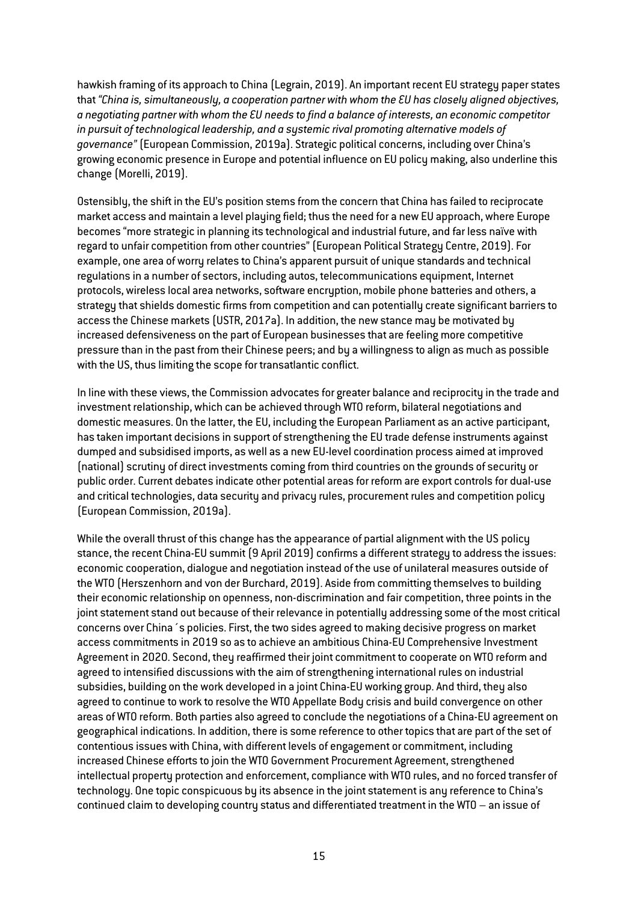hawkish framing of its approach to China (Legrain, 2019). An important recent EU strategy paper states that *"China is, simultaneously, a cooperation partner with whom the EU has closely aligned objectives, a negotiating partner with whom the EU needs to find a balance of interests, an economic competitor in pursuit of technological leadership, and a systemic rival promoting alternative models of governance"* (European Commission, 2019a). Strategic political concerns, including over China's growing economic presence in Europe and potential influence on EU policy making, also underline this change (Morelli, 2019).

Ostensibly, the shift in the EU's position stems from the concern that China has failed to reciprocate market access and maintain a level playing field; thus the need for a new EU approach, where Europe becomes "more strategic in planning its technological and industrial future, and far less naïve with regard to unfair competition from other countries" (European Political Strategy Centre, 2019). For example, one area of worry relates to China's apparent pursuit of unique standards and technical regulations in a number of sectors, including autos, telecommunications equipment, Internet protocols, wireless local area networks, software encryption, mobile phone batteries and others, a strategy that shields domestic firms from competition and can potentially create significant barriers to access the Chinese markets (USTR, 2017a). In addition, the new stance may be motivated by increased defensiveness on the part of European businesses that are feeling more competitive pressure than in the past from their Chinese peers; and by a willingness to align as much as possible with the US, thus limiting the scope for transatlantic conflict.

In line with these views, the Commission advocates for greater balance and reciprocity in the trade and investment relationship, which can be achieved through WTO reform, bilateral negotiations and domestic measures. On the latter, the EU, including the European Parliament as an active participant, has taken important decisions in support of strengthening the EU trade defense instruments against dumped and subsidised imports, as well as a new EU-level coordination process aimed at improved (national) scrutiny of direct investments coming from third countries on the grounds of security or public order. Current debates indicate other potential areas for reform are export controls for dual-use and critical technologies, data security and privacy rules, procurement rules and competition policy (European Commission, 2019a).

While the overall thrust of this change has the appearance of partial alignment with the US policy stance, the recent China-EU summit (9 April 2019) confirms a different strategy to address the issues: economic cooperation, dialogue and negotiation instead of the use of unilateral measures outside of the WTO (Herszenhorn and von der Burchard, 2019). Aside from committing themselves to building their economic relationship on openness, non-discrimination and fair competition, three points in the joint statement stand out because of their relevance in potentially addressing some of the most critical concerns over China´s policies. First, the two sides agreed to making decisive progress on market access commitments in 2019 so as to achieve an ambitious China-EU Comprehensive Investment Agreement in 2020. Second, they reaffirmed their joint commitment to cooperate on WTO reform and agreed to intensified discussions with the aim of strengthening international rules on industrial subsidies, building on the work developed in a joint China-EU working group. And third, they also agreed to continue to work to resolve the WTO Appellate Body crisis and build convergence on other areas of WTO reform. Both parties also agreed to conclude the negotiations of a China-EU agreement on geographical indications. In addition, there is some reference to other topics that are part of the set of contentious issues with China, with different levels of engagement or commitment, including increased Chinese efforts to join the WTO Government Procurement Agreement, strengthened intellectual property protection and enforcement, compliance with WTO rules, and no forced transfer of technology. One topic conspicuous by its absence in the joint statement is any reference to China's continued claim to developing country status and differentiated treatment in the WTO – an issue of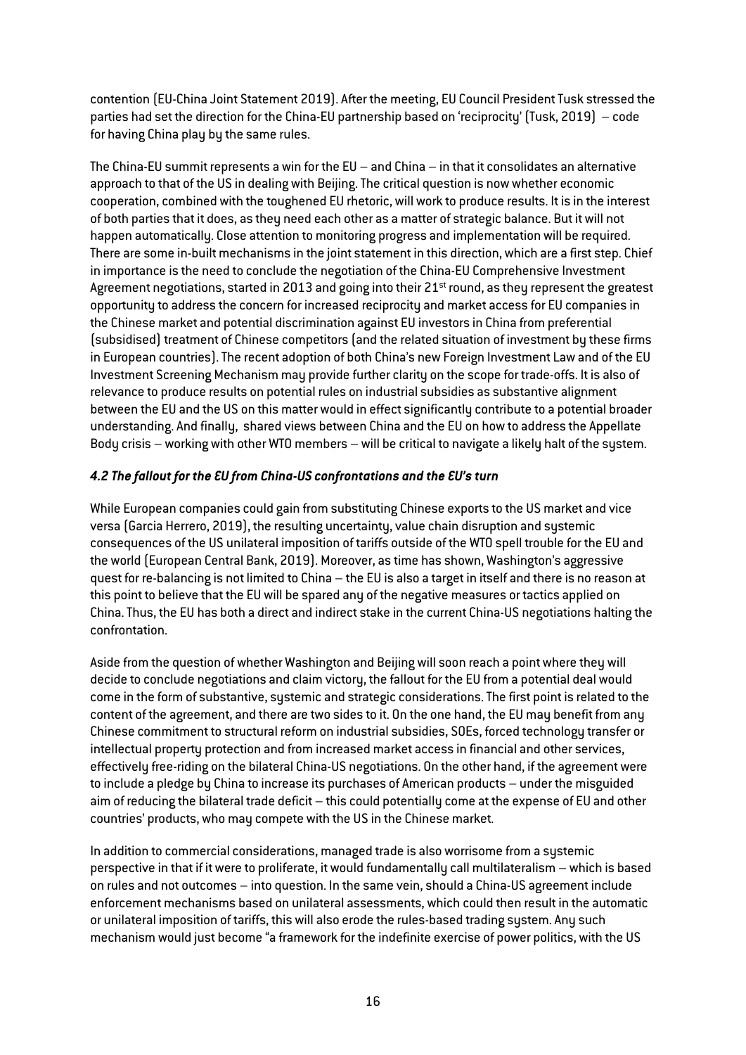contention (EU-China Joint Statement 2019). After the meeting, EU Council President Tusk stressed the parties had set the direction for the China-EU partnership based on 'reciprocity' (Tusk, 2019) – code for having China play by the same rules.

The China-EU summit represents a win for the EU – and China – in that it consolidates an alternative approach to that of the US in dealing with Beijing. The critical question is now whether economic cooperation, combined with the toughened EU rhetoric, will work to produce results. It is in the interest of both parties that it does, as they need each other as a matter of strategic balance. But it will not happen automatically. Close attention to monitoring progress and implementation will be required. There are some in-built mechanisms in the joint statement in this direction, which are a first step. Chief in importance is the need to conclude the negotiation of the China-EU Comprehensive Investment Agreement negotiations, started in 2013 and going into their 21st round, as they represent the greatest opportunity to address the concern for increased reciprocity and market access for EU companies in the Chinese market and potential discrimination against EU investors in China from preferential (subsidised) treatment of Chinese competitors (and the related situation of investment by these firms in European countries). The recent adoption of both China's new Foreign Investment Law and of the EU Investment Screening Mechanism may provide further clarity on the scope for trade-offs. It is also of relevance to produce results on potential rules on industrial subsidies as substantive alignment between the EU and the US on this matter would in effect significantly contribute to a potential broader understanding. And finally, shared views between China and the EU on how to address the Appellate Body crisis – working with other WTO members – will be critical to navigate a likely halt of the system.

#### *4.2 The fallout for the EU from China-US confrontations and the EU's turn*

While European companies could gain from substituting Chinese exports to the US market and vice versa (Garcia Herrero, 2019), the resulting uncertainty, value chain disruption and systemic consequences of the US unilateral imposition of tariffs outside of the WTO spell trouble for the EU and the world (European Central Bank, 2019). Moreover, as time has shown, Washington's aggressive quest for re-balancing is not limited to China – the EU is also a target in itself and there is no reason at this point to believe that the EU will be spared any of the negative measures or tactics applied on China. Thus, the EU has both a direct and indirect stake in the current China-US negotiations halting the confrontation.

Aside from the question of whether Washington and Beijing will soon reach a point where they will decide to conclude negotiations and claim victory, the fallout for the EU from a potential deal would come in the form of substantive, systemic and strategic considerations. The first point is related to the content of the agreement, and there are two sides to it. On the one hand, the EU may benefit from any Chinese commitment to structural reform on industrial subsidies, SOEs, forced technology transfer or intellectual property protection and from increased market access in financial and other services, effectively free-riding on the bilateral China-US negotiations. On the other hand, if the agreement were to include a pledge by China to increase its purchases of American products – under the misguided aim of reducing the bilateral trade deficit – this could potentially come at the expense of EU and other countries' products, who may compete with the US in the Chinese market.

In addition to commercial considerations, managed trade is also worrisome from a systemic perspective in that if it were to proliferate, it would fundamentally call multilateralism – which is based on rules and not outcomes – into question. In the same vein, should a China-US agreement include enforcement mechanisms based on unilateral assessments, which could then result in the automatic or unilateral imposition of tariffs, this will also erode the rules-based trading system. Any such mechanism would just become "a framework for the indefinite exercise of power politics, with the US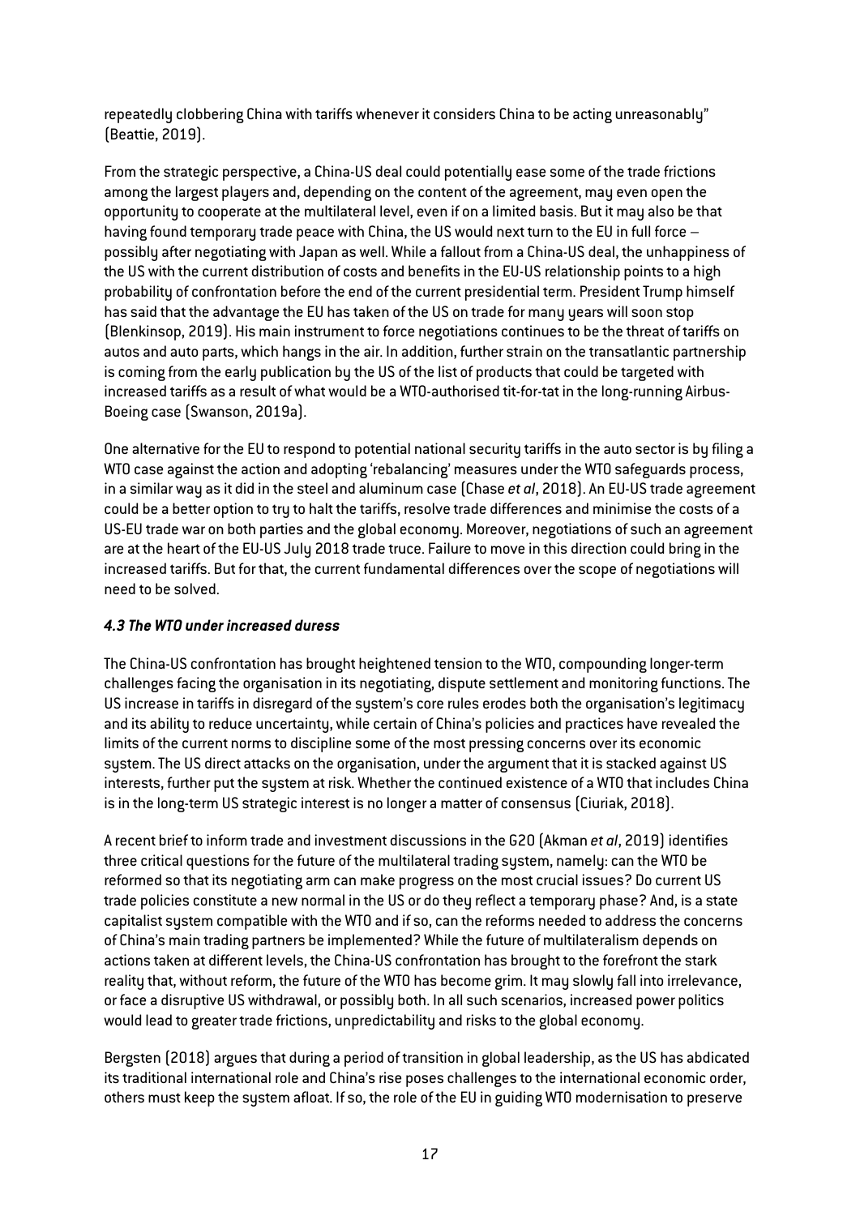repeatedly clobbering China with tariffs whenever it considers China to be acting unreasonably" (Beattie, 2019).

From the strategic perspective, a China-US deal could potentially ease some of the trade frictions among the largest players and, depending on the content of the agreement, may even open the opportunity to cooperate at the multilateral level, even if on a limited basis. But it may also be that having found temporary trade peace with China, the US would next turn to the EU in full force – possibly after negotiating with Japan as well. While a fallout from a China-US deal, the unhappiness of the US with the current distribution of costs and benefits in the EU-US relationship points to a high probability of confrontation before the end of the current presidential term. President Trump himself has said that the advantage the EU has taken of the US on trade for many years will soon stop (Blenkinsop, 2019). His main instrument to force negotiations continues to be the threat of tariffs on autos and auto parts, which hangs in the air. In addition, further strain on the transatlantic partnership is coming from the early publication by the US of the list of products that could be targeted with increased tariffs as a result of what would be a WTO-authorised tit-for-tat in the long-running Airbus-Boeing case (Swanson, 2019a).

One alternative for the EU to respond to potential national security tariffs in the auto sector is by filing a WTO case against the action and adopting 'rebalancing' measures under the WTO safeguards process, in a similar way as it did in the steel and aluminum case (Chase *et al*, 2018). An EU-US trade agreement could be a better option to try to halt the tariffs, resolve trade differences and minimise the costs of a US-EU trade war on both parties and the global economy. Moreover, negotiations of such an agreement are at the heart of the EU-US July 2018 trade truce. Failure to move in this direction could bring in the increased tariffs. But for that, the current fundamental differences over the scope of negotiations will need to be solved.

### *4.3 The WTO under increased duress*

The China-US confrontation has brought heightened tension to the WTO, compounding longer-term challenges facing the organisation in its negotiating, dispute settlement and monitoring functions. The US increase in tariffs in disregard of the system's core rules erodes both the organisation's legitimacy and its ability to reduce uncertainty, while certain of China's policies and practices have revealed the limits of the current norms to discipline some of the most pressing concerns over its economic system. The US direct attacks on the organisation, under the argument that it is stacked against US interests, further put the system at risk. Whether the continued existence of a WTO that includes China is in the long-term US strategic interest is no longer a matter of consensus (Ciuriak, 2018).

A recent brief to inform trade and investment discussions in the G20 (Akman *et al*, 2019) identifies three critical questions for the future of the multilateral trading system, namely: can the WTO be reformed so that its negotiating arm can make progress on the most crucial issues? Do current US trade policies constitute a new normal in the US or do they reflect a temporary phase? And, is a state capitalist system compatible with the WTO and if so, can the reforms needed to address the concerns of China's main trading partners be implemented? While the future of multilateralism depends on actions taken at different levels, the China-US confrontation has brought to the forefront the stark reality that, without reform, the future of the WTO has become grim. It may slowly fall into irrelevance, or face a disruptive US withdrawal, or possibly both. In all such scenarios, increased power politics would lead to greater trade frictions, unpredictability and risks to the global economy.

Bergsten (2018) argues that during a period of transition in global leadership, as the US has abdicated its traditional international role and China's rise poses challenges to the international economic order, others must keep the system afloat. If so, the role of the EU in guiding WTO modernisation to preserve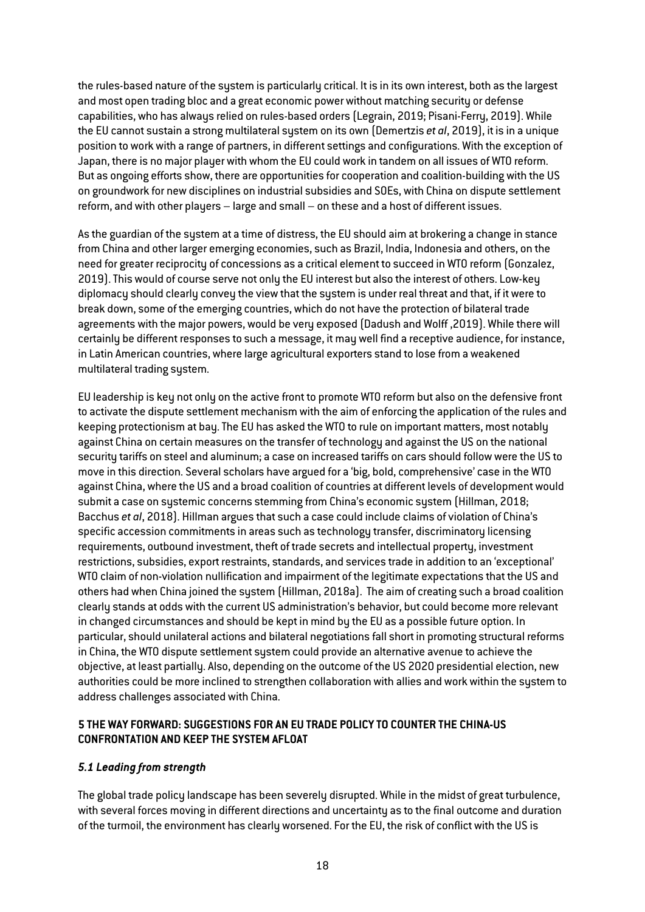the rules-based nature of the system is particularly critical. It is in its own interest, both as the largest and most open trading bloc and a great economic power without matching security or defense capabilities, who has always relied on rules-based orders (Legrain, 2019; Pisani-Ferry, 2019). While the EU cannot sustain a strong multilateral system on its own (Demertzis *et al*, 2019), it is in a unique position to work with a range of partners, in different settings and configurations. With the exception of Japan, there is no major player with whom the EU could work in tandem on all issues of WTO reform. But as ongoing efforts show, there are opportunities for cooperation and coalition-building with the US on groundwork for new disciplines on industrial subsidies and SOEs, with China on dispute settlement reform, and with other players – large and small – on these and a host of different issues.

As the guardian of the system at a time of distress, the EU should aim at brokering a change in stance from China and other larger emerging economies, such as Brazil, India, Indonesia and others, on the need for greater reciprocity of concessions as a critical element to succeed in WTO reform (Gonzalez, 2019). This would of course serve not only the EU interest but also the interest of others. Low-key diplomacy should clearly convey the view that the system is under real threat and that, if it were to break down, some of the emerging countries, which do not have the protection of bilateral trade agreements with the major powers, would be very exposed (Dadush and Wolff ,2019). While there will certainly be different responses to such a message, it may well find a receptive audience, for instance, in Latin American countries, where large agricultural exporters stand to lose from a weakened multilateral trading system.

EU leadership is key not only on the active front to promote WTO reform but also on the defensive front to activate the dispute settlement mechanism with the aim of enforcing the application of the rules and keeping protectionism at bay. The EU has asked the WTO to rule on important matters, most notably against China on certain measures on the transfer of technology and against the US on the national security tariffs on steel and aluminum; a case on increased tariffs on cars should follow were the US to move in this direction. Several scholars have argued for a 'big, bold, comprehensive' case in the WTO against China, where the US and a broad coalition of countries at different levels of development would submit a case on systemic concerns stemming from China's economic system (Hillman, 2018; Bacchus *et al*, 2018). Hillman argues that such a case could include claims of violation of China's specific accession commitments in areas such as technology transfer, discriminatory licensing requirements, outbound investment, theft of trade secrets and intellectual property, investment restrictions, subsidies, export restraints, standards, and services trade in addition to an 'exceptional' WTO claim of non-violation nullification and impairment of the legitimate expectations that the US and others had when China joined the system (Hillman, 2018a). The aim of creating such a broad coalition clearly stands at odds with the current US administration's behavior, but could become more relevant in changed circumstances and should be kept in mind by the EU as a possible future option. In particular, should unilateral actions and bilateral negotiations fall short in promoting structural reforms in China, the WTO dispute settlement system could provide an alternative avenue to achieve the objective, at least partially. Also, depending on the outcome of the US 2020 presidential election, new authorities could be more inclined to strengthen collaboration with allies and work within the system to address challenges associated with China.

## 5 THE WAY FORWARD: SUGGESTIONS FOR AN EU TRADE POLICY TO COUNTER THE CHINA-US CONFRONTATION AND KEEP THE SYSTEM AFLOAT

### *5.1 Leading from strength*

The global trade policy landscape has been severely disrupted. While in the midst of great turbulence, with several forces moving in different directions and uncertainty as to the final outcome and duration of the turmoil, the environment has clearly worsened. For the EU, the risk of conflict with the US is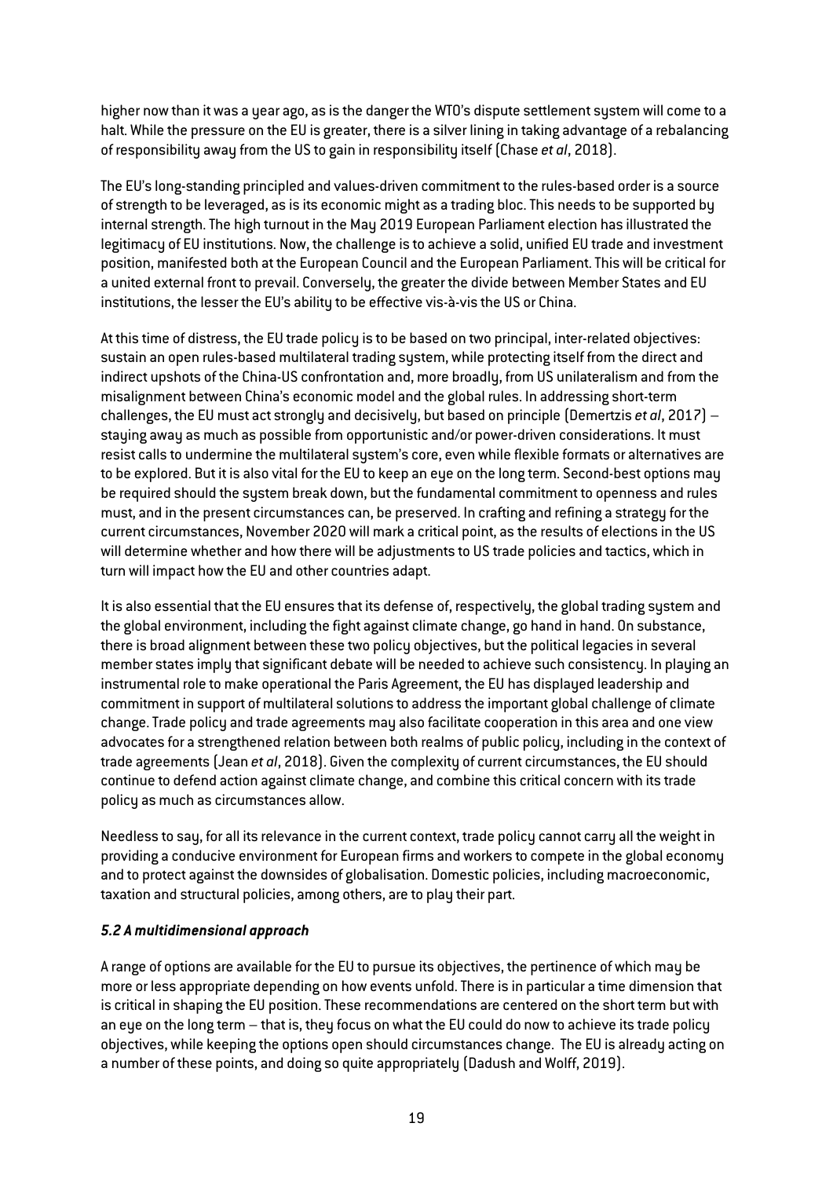higher now than it was a year ago, as is the danger the WTO's dispute settlement system will come to a halt. While the pressure on the EU is greater, there is a silver lining in taking advantage of a rebalancing of responsibility away from the US to gain in responsibility itself (Chase *et al*, 2018).

The EU's long-standing principled and values-driven commitment to the rules-based order is a source of strength to be leveraged, as is its economic might as a trading bloc. This needs to be supported by internal strength. The high turnout in the May 2019 European Parliament election has illustrated the legitimacy of EU institutions. Now, the challenge is to achieve a solid, unified EU trade and investment position, manifested both at the European Council and the European Parliament. This will be critical for a united external front to prevail. Conversely, the greater the divide between Member States and EU institutions, the lesser the EU's ability to be effective vis-à-vis the US or China.

At this time of distress, the EU trade policy is to be based on two principal, inter-related objectives: sustain an open rules-based multilateral trading system, while protecting itself from the direct and indirect upshots of the China-US confrontation and, more broadly, from US unilateralism and from the misalignment between China's economic model and the global rules. In addressing short-term challenges, the EU must act strongly and decisively, but based on principle (Demertzis *et al*, 2017) – staying away as much as possible from opportunistic and/or power-driven considerations. It must resist calls to undermine the multilateral system's core, even while flexible formats or alternatives are to be explored. But it is also vital for the EU to keep an eye on the long term. Second-best options may be required should the system break down, but the fundamental commitment to openness and rules must, and in the present circumstances can, be preserved. In crafting and refining a strategy for the current circumstances, November 2020 will mark a critical point, as the results of elections in the US will determine whether and how there will be adjustments to US trade policies and tactics, which in turn will impact how the EU and other countries adapt.

It is also essential that the EU ensures that its defense of, respectively, the global trading system and the global environment, including the fight against climate change, go hand in hand. On substance, there is broad alignment between these two policy objectives, but the political legacies in several member states imply that significant debate will be needed to achieve such consistency. In playing an instrumental role to make operational the Paris Agreement, the EU has displayed leadership and commitment in support of multilateral solutions to address the important global challenge of climate change. Trade policy and trade agreements may also facilitate cooperation in this area and one view advocates for a strengthened relation between both realms of public policy, including in the context of trade agreements (Jean *et al*, 2018). Given the complexity of current circumstances, the EU should continue to defend action against climate change, and combine this critical concern with its trade policy as much as circumstances allow.

Needless to say, for all its relevance in the current context, trade policy cannot carry all the weight in providing a conducive environment for European firms and workers to compete in the global economy and to protect against the downsides of globalisation. Domestic policies, including macroeconomic, taxation and structural policies, among others, are to play their part.

### *5.2 A multidimensional approach*

A range of options are available for the EU to pursue its objectives, the pertinence of which may be more or less appropriate depending on how events unfold. There is in particular a time dimension that is critical in shaping the EU position. These recommendations are centered on the short term but with an eye on the long term – that is, they focus on what the EU could do now to achieve its trade policy objectives, while keeping the options open should circumstances change. The EU is already acting on a number of these points, and doing so quite appropriately (Dadush and Wolff, 2019).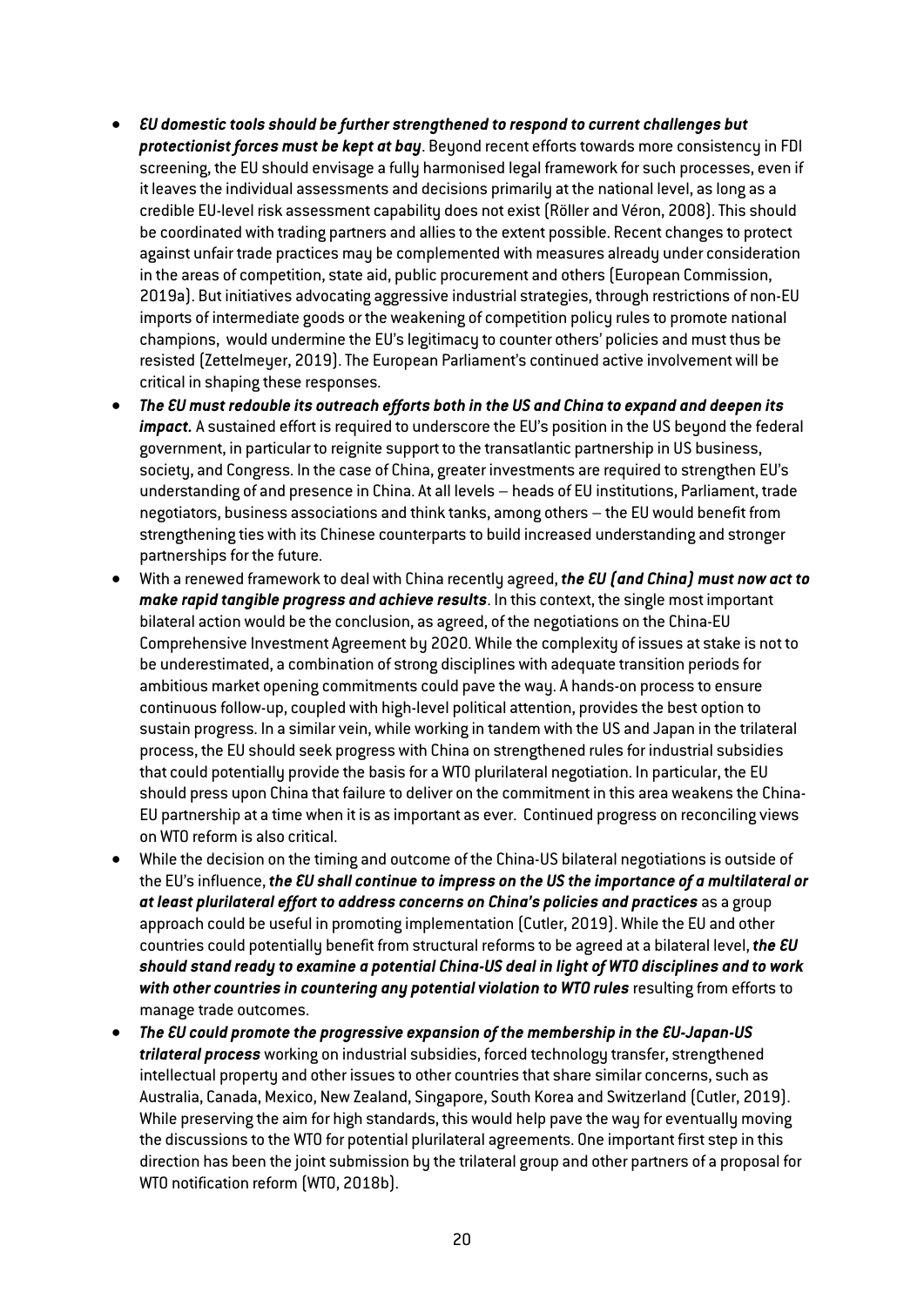- ***EU domestic tools should be further strengthened to respond to current challenges but protectionist forces must be kept at bay***. Beyond recent efforts towards more consistency in FDI screening, the EU should envisage a fully harmonised legal framework for such processes, even if it leaves the individual assessments and decisions primarily at the national level, as long as a credible EU-level risk assessment capability does not exist (Röller and Véron, 2008). This should be coordinated with trading partners and allies to the extent possible. Recent changes to protect against unfair trade practices may be complemented with measures already under consideration in the areas of competition, state aid, public procurement and others (European Commission, 2019a). But initiatives advocating aggressive industrial strategies, through restrictions of non-EU imports of intermediate goods or the weakening of competition policy rules to promote national champions, would undermine the EU's legitimacy to counter others' policies and must thus be resisted (Zettelmeyer, 2019). The European Parliament's continued active involvement will be critical in shaping these responses.
- ***The EU must redouble its outreach efforts both in the US and China to expand and deepen its impact.*** A sustained effort is required to underscore the EU's position in the US beyond the federal government, in particular to reignite support to the transatlantic partnership in US business, society, and Congress. In the case of China, greater investments are required to strengthen EU's understanding of and presence in China. At all levels – heads of EU institutions, Parliament, trade negotiators, business associations and think tanks, among others – the EU would benefit from strengthening ties with its Chinese counterparts to build increased understanding and stronger partnerships for the future.
- With a renewed framework to deal with China recently agreed, ***the EU (and China) must now act to make rapid tangible progress and achieve results***. In this context, the single most important bilateral action would be the conclusion, as agreed, of the negotiations on the China-EU Comprehensive Investment Agreement by 2020. While the complexity of issues at stake is not to be underestimated, a combination of strong disciplines with adequate transition periods for ambitious market opening commitments could pave the way. A hands-on process to ensure continuous follow-up, coupled with high-level political attention, provides the best option to sustain progress. In a similar vein, while working in tandem with the US and Japan in the trilateral process, the EU should seek progress with China on strengthened rules for industrial subsidies that could potentially provide the basis for a WTO plurilateral negotiation. In particular, the EU should press upon China that failure to deliver on the commitment in this area weakens the China-EU partnership at a time when it is as important as ever. Continued progress on reconciling views on WTO reform is also critical.
- While the decision on the timing and outcome of the China-US bilateral negotiations is outside of the EU's influence, ***the EU shall continue to impress on the US the importance of a multilateral or at least plurilateral effort to address concerns on China's policies and practices*** as a group approach could be useful in promoting implementation (Cutler, 2019). While the EU and other countries could potentially benefit from structural reforms to be agreed at a bilateral level, ***the EU should stand ready to examine a potential China-US deal in light of WTO disciplines and to work with other countries in countering any potential violation to WTO rules*** resulting from efforts to manage trade outcomes.
- ***The EU could promote the progressive expansion of the membership in the EU-Japan-US trilateral process*** working on industrial subsidies, forced technology transfer, strengthened intellectual property and other issues to other countries that share similar concerns, such as Australia, Canada, Mexico, New Zealand, Singapore, South Korea and Switzerland (Cutler, 2019). While preserving the aim for high standards, this would help pave the way for eventually moving the discussions to the WTO for potential plurilateral agreements. One important first step in this direction has been the joint submission by the trilateral group and other partners of a proposal for WTO notification reform (WTO, 2018b).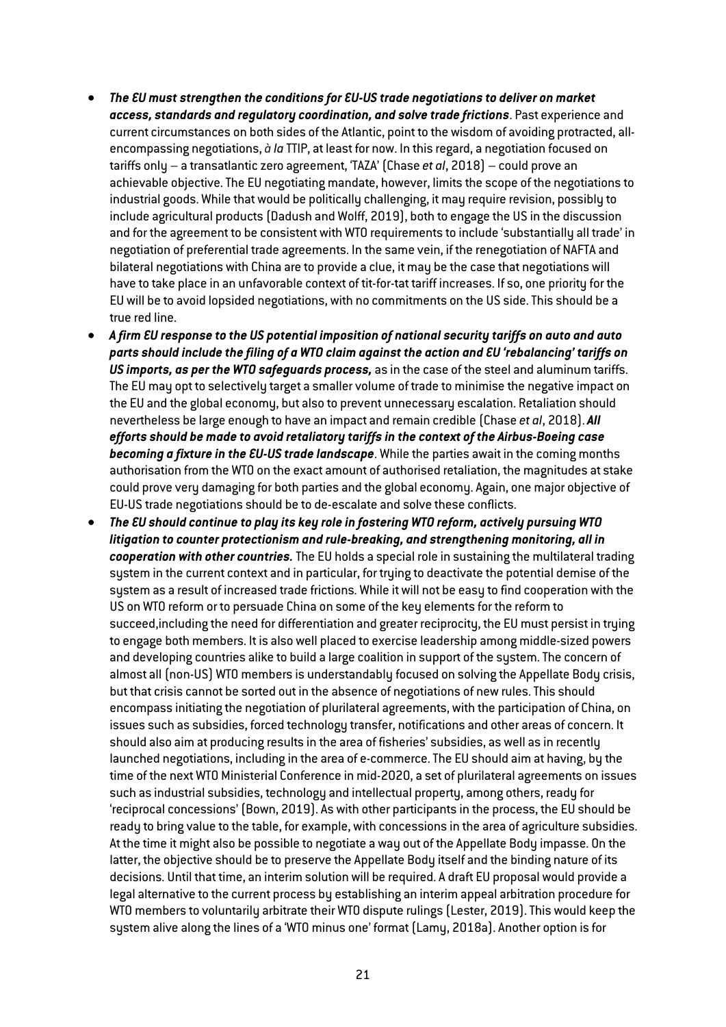- ***The EU must strengthen the conditions for EU-US trade negotiations to deliver on market access, standards and regulatory coordination, and solve trade frictions***. Past experience and current circumstances on both sides of the Atlantic, point to the wisdom of avoiding protracted, all-encompassing negotiations, *à la* TTIP, at least for now. In this regard, a negotiation focused on tariffs only – a transatlantic zero agreement, 'TAZA' (Chase *et al*, 2018) – could prove an achievable objective. The EU negotiating mandate, however, limits the scope of the negotiations to industrial goods. While that would be politically challenging, it may require revision, possibly to include agricultural products (Dadush and Wolff, 2019), both to engage the US in the discussion and for the agreement to be consistent with WTO requirements to include 'substantially all trade' in negotiation of preferential trade agreements. In the same vein, if the renegotiation of NAFTA and bilateral negotiations with China are to provide a clue, it may be the case that negotiations will have to take place in an unfavorable context of tit-for-tat tariff increases. If so, one priority for the EU will be to avoid lopsided negotiations, with no commitments on the US side. This should be a true red line.
- ***A firm EU response to the US potential imposition of national security tariffs on auto and auto parts should include the filing of a WTO claim against the action and EU 'rebalancing' tariffs on US imports, as per the WTO safeguards process,*** as in the case of the steel and aluminum tariffs. The EU may opt to selectively target a smaller volume of trade to minimise the negative impact on the EU and the global economy, but also to prevent unnecessary escalation. Retaliation should nevertheless be large enough to have an impact and remain credible (Chase *et al*, 2018). ***All efforts should be made to avoid retaliatory tariffs in the context of the Airbus-Boeing case becoming a fixture in the EU-US trade landscape***. While the parties await in the coming months authorisation from the WTO on the exact amount of authorised retaliation, the magnitudes at stake could prove very damaging for both parties and the global economy. Again, one major objective of EU-US trade negotiations should be to de-escalate and solve these conflicts.
- ***The EU should continue to play its key role in fostering WTO reform, actively pursuing WTO litigation to counter protectionism and rule-breaking, and strengthening monitoring, all in cooperation with other countries.*** The EU holds a special role in sustaining the multilateral trading system in the current context and in particular, for trying to deactivate the potential demise of the system as a result of increased trade frictions. While it will not be easy to find cooperation with the US on WTO reform or to persuade China on some of the key elements for the reform to succeed,including the need for differentiation and greater reciprocity, the EU must persist in trying to engage both members. It is also well placed to exercise leadership among middle-sized powers and developing countries alike to build a large coalition in support of the system. The concern of almost all (non-US) WTO members is understandably focused on solving the Appellate Body crisis, but that crisis cannot be sorted out in the absence of negotiations of new rules. This should encompass initiating the negotiation of plurilateral agreements, with the participation of China, on issues such as subsidies, forced technology transfer, notifications and other areas of concern. It should also aim at producing results in the area of fisheries' subsidies, as well as in recently launched negotiations, including in the area of e-commerce. The EU should aim at having, by the time of the next WTO Ministerial Conference in mid-2020, a set of plurilateral agreements on issues such as industrial subsidies, technology and intellectual property, among others, ready for 'reciprocal concessions' (Bown, 2019). As with other participants in the process, the EU should be ready to bring value to the table, for example, with concessions in the area of agriculture subsidies. At the time it might also be possible to negotiate a way out of the Appellate Body impasse. On the latter, the objective should be to preserve the Appellate Body itself and the binding nature of its decisions. Until that time, an interim solution will be required. A draft EU proposal would provide a legal alternative to the current process by establishing an interim appeal arbitration procedure for WTO members to voluntarily arbitrate their WTO dispute rulings (Lester, 2019). This would keep the system alive along the lines of a 'WTO minus one' format (Lamy, 2018a). Another option is for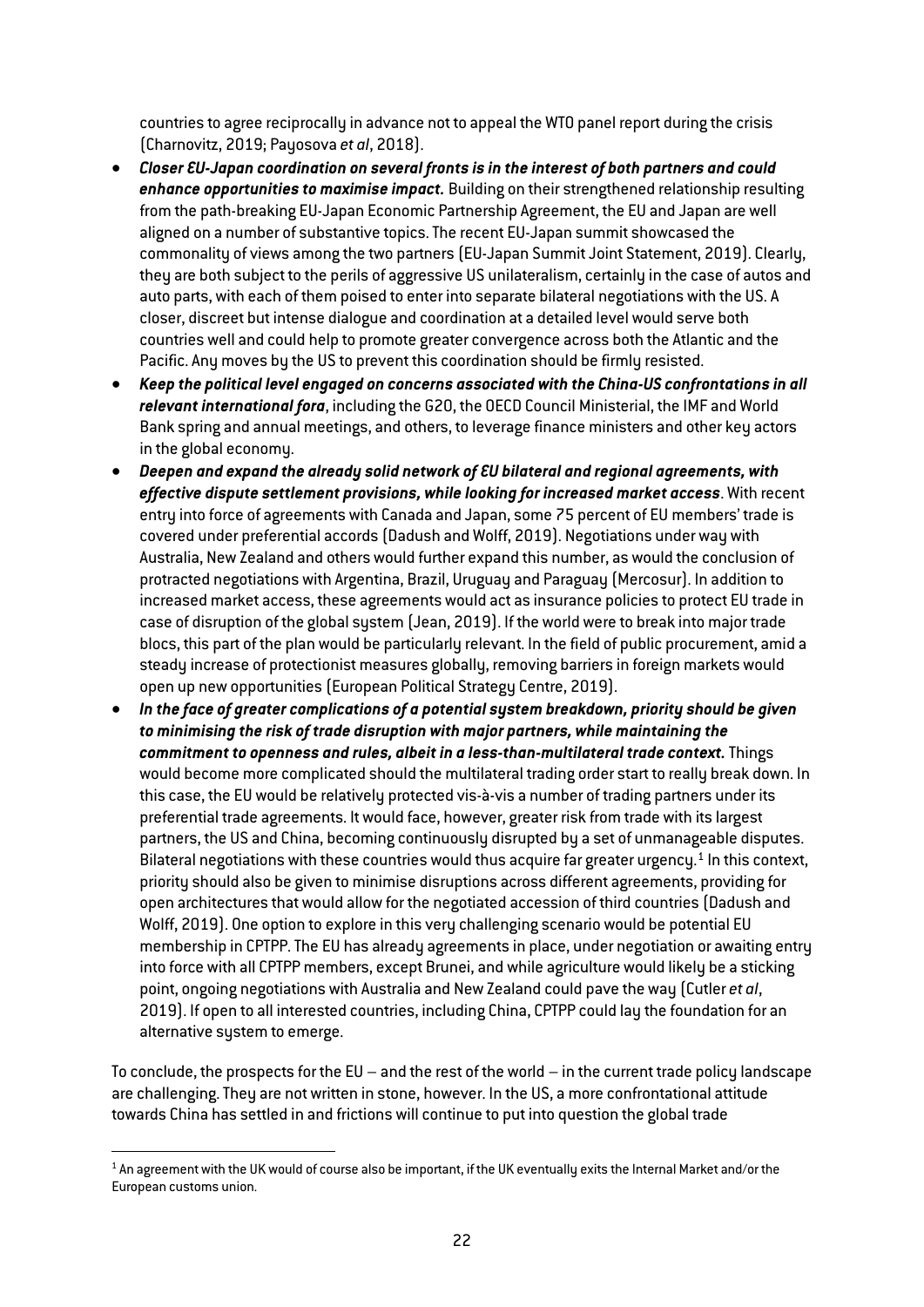countries to agree reciprocally in advance not to appeal the WTO panel report during the crisis (Charnovitz, 2019; Payosova *et al*, 2018).

- ***Closer EU-Japan coordination on several fronts is in the interest of both partners and could enhance opportunities to maximise impact.*** Building on their strengthened relationship resulting from the path-breaking EU-Japan Economic Partnership Agreement, the EU and Japan are well aligned on a number of substantive topics. The recent EU-Japan summit showcased the commonality of views among the two partners (EU-Japan Summit Joint Statement, 2019). Clearly, they are both subject to the perils of aggressive US unilateralism, certainly in the case of autos and auto parts, with each of them poised to enter into separate bilateral negotiations with the US. A closer, discreet but intense dialogue and coordination at a detailed level would serve both countries well and could help to promote greater convergence across both the Atlantic and the Pacific. Any moves by the US to prevent this coordination should be firmly resisted.
- ***Keep the political level engaged on concerns associated with the China-US confrontations in all relevant international fora***, including the G20, the OECD Council Ministerial, the IMF and World Bank spring and annual meetings, and others, to leverage finance ministers and other key actors in the global economy.
- ***Deepen and expand the already solid network of EU bilateral and regional agreements, with effective dispute settlement provisions, while looking for increased market access***. With recent entry into force of agreements with Canada and Japan, some 75 percent of EU members' trade is covered under preferential accords (Dadush and Wolff, 2019). Negotiations under way with Australia, New Zealand and others would further expand this number, as would the conclusion of protracted negotiations with Argentina, Brazil, Uruguay and Paraguay (Mercosur). In addition to increased market access, these agreements would act as insurance policies to protect EU trade in case of disruption of the global system (Jean, 2019). If the world were to break into major trade blocs, this part of the plan would be particularly relevant. In the field of public procurement, amid a steady increase of protectionist measures globally, removing barriers in foreign markets would open up new opportunities (European Political Strategy Centre, 2019).
- ***In the face of greater complications of a potential system breakdown, priority should be given to minimising the risk of trade disruption with major partners, while maintaining the commitment to openness and rules, albeit in a less-than-multilateral trade context.*** Things would become more complicated should the multilateral trading order start to really break down. In this case, the EU would be relatively protected vis-à-vis a number of trading partners under its preferential trade agreements. It would face, however, greater risk from trade with its largest partners, the US and China, becoming continuously disrupted by a set of unmanageable disputes. Bilateral negotiations with these countries would thus acquire far greater urgency.[1] In this context, priority should also be given to minimise disruptions across different agreements, providing for open architectures that would allow for the negotiated accession of third countries (Dadush and Wolff, 2019). One option to explore in this very challenging scenario would be potential EU membership in CPTPP. The EU has already agreements in place, under negotiation or awaiting entry into force with all CPTPP members, except Brunei, and while agriculture would likely be a sticking point, ongoing negotiations with Australia and New Zealand could pave the way (Cutler *et al*, 2019). If open to all interested countries, including China, CPTPP could lay the foundation for an alternative system to emerge.

To conclude, the prospects for the EU – and the rest of the world – in the current trade policy landscape are challenging. They are not written in stone, however. In the US, a more confrontational attitude towards China has settled in and frictions will continue to put into question the global trade

[1] An agreement with the UK would of course also be important, if the UK eventually exits the Internal Market and/or the European customs union.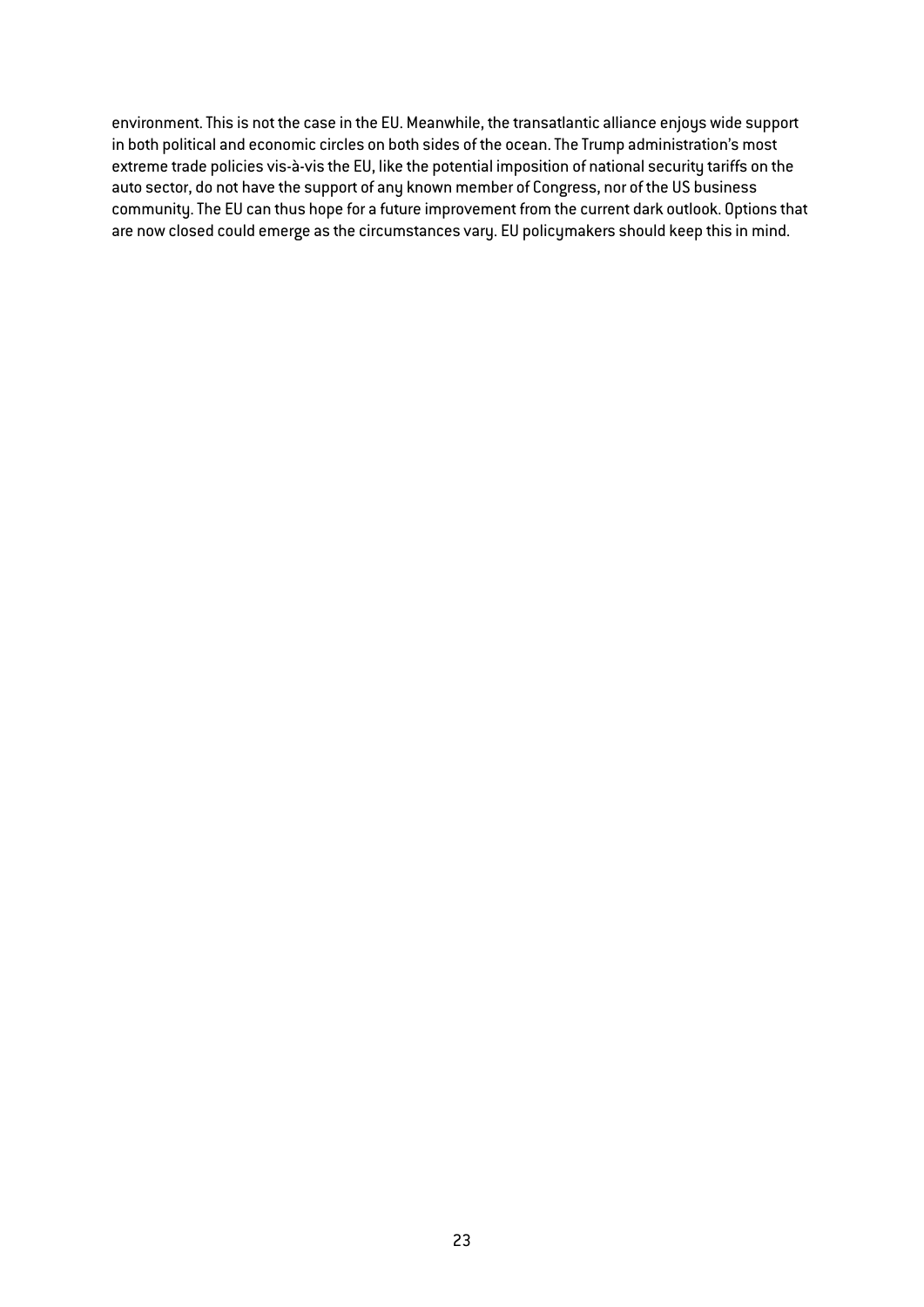environment. This is not the case in the EU. Meanwhile, the transatlantic alliance enjoys wide support in both political and economic circles on both sides of the ocean. The Trump administration's most extreme trade policies vis-à-vis the EU, like the potential imposition of national security tariffs on the auto sector, do not have the support of any known member of Congress, nor of the US business community. The EU can thus hope for a future improvement from the current dark outlook. Options that are now closed could emerge as the circumstances vary. EU policymakers should keep this in mind.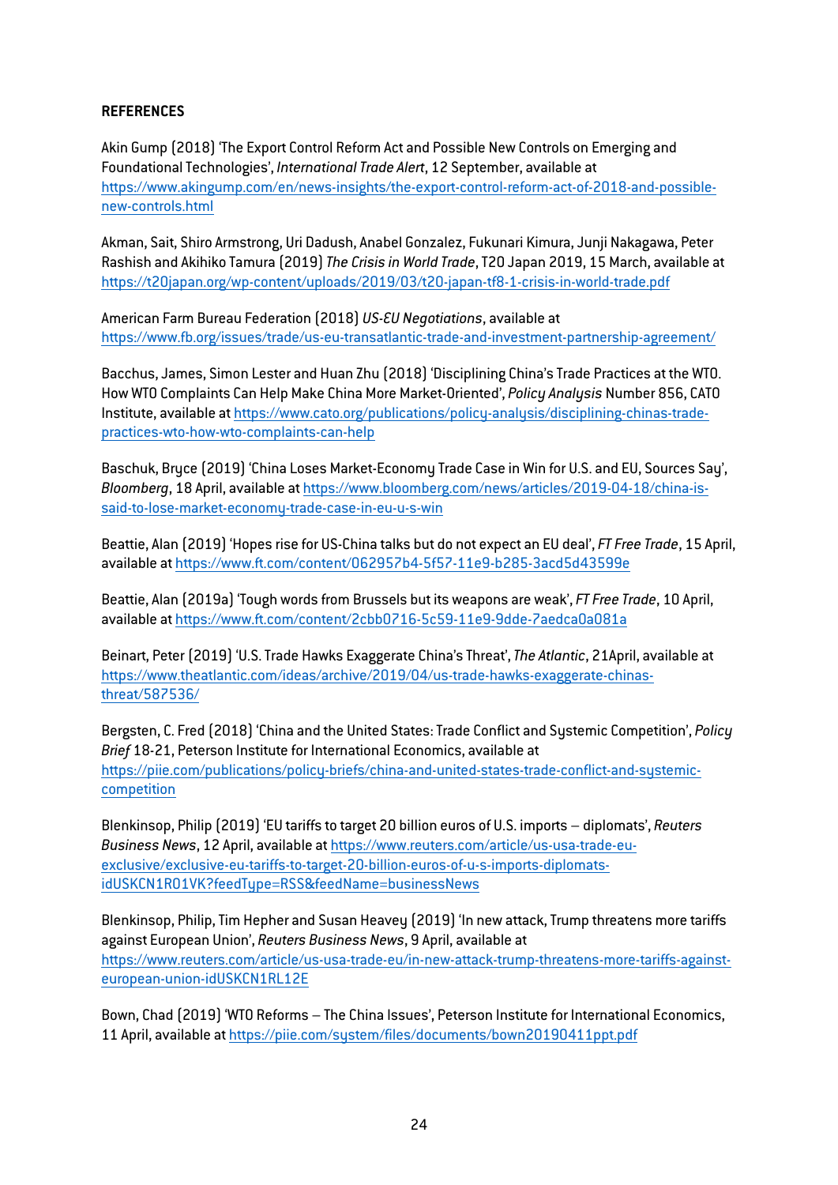**REFERENCES**

Akin Gump (2018) 'The Export Control Reform Act and Possible New Controls on Emerging and Foundational Technologies', *International Trade Alert*, 12 September, available at https://www.akingump.com/en/news-insights/the-export-control-reform-act-of-2018-and-possible-new-controls.html

Akman, Sait, Shiro Armstrong, Uri Dadush, Anabel Gonzalez, Fukunari Kimura, Junji Nakagawa, Peter Rashish and Akihiko Tamura (2019) *The Crisis in World Trade*, T20 Japan 2019, 15 March, available at https://t20japan.org/wp-content/uploads/2019/03/t20-japan-tf8-1-crisis-in-world-trade.pdf

American Farm Bureau Federation (2018) *US-EU Negotiations*, available at https://www.fb.org/issues/trade/us-eu-transatlantic-trade-and-investment-partnership-agreement/

Bacchus, James, Simon Lester and Huan Zhu (2018) 'Disciplining China's Trade Practices at the WTO. How WTO Complaints Can Help Make China More Market-Oriented', *Policy Analysis* Number 856, CATO Institute, available at https://www.cato.org/publications/policy-analysis/disciplining-chinas-trade-practices-wto-how-wto-complaints-can-help

Baschuk, Bryce (2019) 'China Loses Market-Economy Trade Case in Win for U.S. and EU, Sources Say', *Bloomberg*, 18 April, available at https://www.bloomberg.com/news/articles/2019-04-18/china-is-said-to-lose-market-economy-trade-case-in-eu-u-s-win

Beattie, Alan (2019) 'Hopes rise for US-China talks but do not expect an EU deal', *FT Free Trade*, 15 April, available at https://www.ft.com/content/062957b4-5f57-11e9-b285-3acd5d43599e

Beattie, Alan (2019a) 'Tough words from Brussels but its weapons are weak', *FT Free Trade*, 10 April, available at https://www.ft.com/content/2cbb0716-5c59-11e9-9dde-7aedca0a081a

Beinart, Peter (2019) 'U.S. Trade Hawks Exaggerate China's Threat', *The Atlantic*, 21April, available at https://www.theatlantic.com/ideas/archive/2019/04/us-trade-hawks-exaggerate-chinas-threat/587536/

Bergsten, C. Fred (2018) 'China and the United States: Trade Conflict and Systemic Competition', *Policy Brief* 18-21, Peterson Institute for International Economics, available at https://piie.com/publications/policy-briefs/china-and-united-states-trade-conflict-and-systemic-competition

Blenkinsop, Philip (2019) 'EU tariffs to target 20 billion euros of U.S. imports – diplomats', *Reuters Business News*, 12 April, available at https://www.reuters.com/article/us-usa-trade-eu-exclusive/exclusive-eu-tariffs-to-target-20-billion-euros-of-u-s-imports-diplomats-idUSKCN1R01VK?feedType=RSS&feedName=businessNews

Blenkinsop, Philip, Tim Hepher and Susan Heavey (2019) 'In new attack, Trump threatens more tariffs against European Union', *Reuters Business News*, 9 April, available at https://www.reuters.com/article/us-usa-trade-eu/in-new-attack-trump-threatens-more-tariffs-against-european-union-idUSKCN1RL12E

Bown, Chad (2019) 'WTO Reforms – The China Issues', Peterson Institute for International Economics, 11 April, available at https://piie.com/system/files/documents/bown20190411ppt.pdf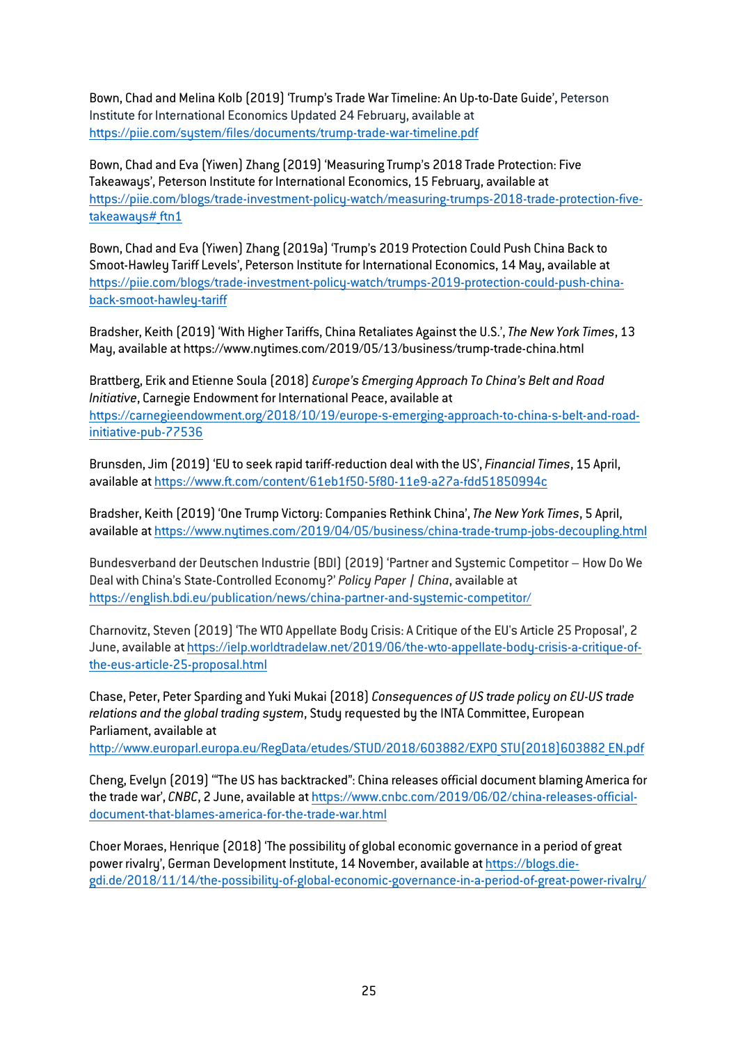Bown, Chad and Melina Kolb (2019) 'Trump's Trade War Timeline: An Up-to-Date Guide', Peterson Institute for International Economics Updated 24 February, available at https://piie.com/system/files/documents/trump-trade-war-timeline.pdf

Bown, Chad and Eva (Yiwen) Zhang (2019) 'Measuring Trump's 2018 Trade Protection: Five Takeaways', Peterson Institute for International Economics, 15 February, available at https://piie.com/blogs/trade-investment-policy-watch/measuring-trumps-2018-trade-protection-five-takeaways#_ftn1

Bown, Chad and Eva (Yiwen) Zhang (2019a) 'Trump's 2019 Protection Could Push China Back to Smoot-Hawley Tariff Levels', Peterson Institute for International Economics, 14 May, available at https://piie.com/blogs/trade-investment-policy-watch/trumps-2019-protection-could-push-china-back-smoot-hawley-tariff

Bradsher, Keith (2019) 'With Higher Tariffs, China Retaliates Against the U.S.', *The New York Times*, 13 May, available at https://www.nytimes.com/2019/05/13/business/trump-trade-china.html

Brattberg, Erik and Etienne Soula (2018) *Europe's Emerging Approach To China's Belt and Road Initiative*, Carnegie Endowment for International Peace, available at https://carnegieendowment.org/2018/10/19/europe-s-emerging-approach-to-china-s-belt-and-road-initiative-pub-77536

Brunsden, Jim (2019) 'EU to seek rapid tariff-reduction deal with the US', *Financial Times*, 15 April, available at https://www.ft.com/content/61eb1f50-5f80-11e9-a27a-fdd51850994c

Bradsher, Keith (2019) 'One Trump Victory: Companies Rethink China', *The New York Times*, 5 April, available at https://www.nytimes.com/2019/04/05/business/china-trade-trump-jobs-decoupling.html

Bundesverband der Deutschen Industrie (BDI) (2019) 'Partner and Systemic Competitor – How Do We Deal with China's State-Controlled Economy?' *Policy Paper | China*, available at https://english.bdi.eu/publication/news/china-partner-and-systemic-competitor/

Charnovitz, Steven (2019) 'The WTO Appellate Body Crisis: A Critique of the EU's Article 25 Proposal', 2 June, available at https://ielp.worldtradelaw.net/2019/06/the-wto-appellate-body-crisis-a-critique-of-the-eus-article-25-proposal.html

Chase, Peter, Peter Sparding and Yuki Mukai (2018) *Consequences of US trade policy on EU-US trade relations and the global trading system*, Study requested by the INTA Committee, European Parliament, available at http://www.europarl.europa.eu/RegData/etudes/STUD/2018/603882/EXPO_STU(2018)603882_EN.pdf

Cheng, Evelyn (2019) '"The US has backtracked": China releases official document blaming America for the trade war', *CNBC*, 2 June, available at https://www.cnbc.com/2019/06/02/china-releases-official-document-that-blames-america-for-the-trade-war.html

Choer Moraes, Henrique (2018) 'The possibility of global economic governance in a period of great power rivalry', German Development Institute, 14 November, available at https://blogs.die-gdi.de/2018/11/14/the-possibility-of-global-economic-governance-in-a-period-of-great-power-rivalry/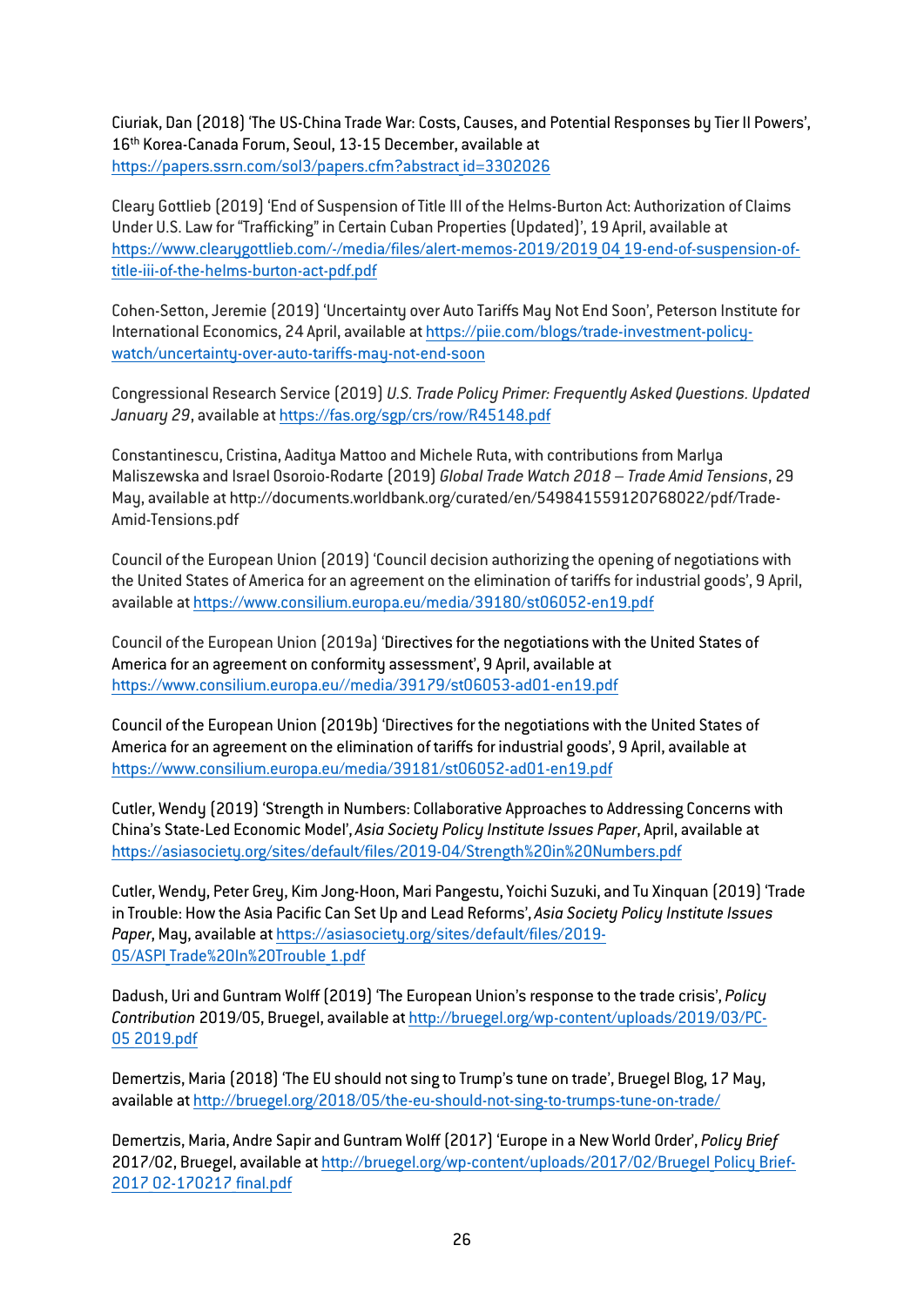Ciuriak, Dan (2018) 'The US-China Trade War: Costs, Causes, and Potential Responses by Tier II Powers', 16th Korea-Canada Forum, Seoul, 13-15 December, available at https://papers.ssrn.com/sol3/papers.cfm?abstract_id=3302026

Cleary Gottlieb (2019) 'End of Suspension of Title III of the Helms-Burton Act: Authorization of Claims Under U.S. Law for "Trafficking" in Certain Cuban Properties (Updated)', 19 April, available at https://www.clearygottlieb.com/-/media/files/alert-memos-2019/2019_04_19-end-of-suspension-of-title-iii-of-the-helms-burton-act-pdf.pdf

Cohen-Setton, Jeremie (2019) 'Uncertainty over Auto Tariffs May Not End Soon', Peterson Institute for International Economics, 24 April, available at https://piie.com/blogs/trade-investment-policy-watch/uncertainty-over-auto-tariffs-may-not-end-soon

Congressional Research Service (2019) *U.S. Trade Policy Primer: Frequently Asked Questions. Updated January 29*, available at https://fas.org/sgp/crs/row/R45148.pdf

Constantinescu, Cristina, Aaditya Mattoo and Michele Ruta, with contributions from Marlya Maliszewska and Israel Osoroio-Rodarte (2019) *Global Trade Watch 2018 – Trade Amid Tensions*, 29 May, available at http://documents.worldbank.org/curated/en/549841559120768022/pdf/Trade-Amid-Tensions.pdf

Council of the European Union (2019) 'Council decision authorizing the opening of negotiations with the United States of America for an agreement on the elimination of tariffs for industrial goods', 9 April, available at https://www.consilium.europa.eu/media/39180/st06052-en19.pdf

Council of the European Union (2019a) 'Directives for the negotiations with the United States of America for an agreement on conformity assessment', 9 April, available at https://www.consilium.europa.eu//media/39179/st06053-ad01-en19.pdf

Council of the European Union (2019b) 'Directives for the negotiations with the United States of America for an agreement on the elimination of tariffs for industrial goods', 9 April, available at https://www.consilium.europa.eu/media/39181/st06052-ad01-en19.pdf

Cutler, Wendy (2019) 'Strength in Numbers: Collaborative Approaches to Addressing Concerns with China's State-Led Economic Model', *Asia Society Policy Institute Issues Paper*, April, available at https://asiasociety.org/sites/default/files/2019-04/Strength%20in%20Numbers.pdf

Cutler, Wendy, Peter Grey, Kim Jong-Hoon, Mari Pangestu, Yoichi Suzuki, and Tu Xinquan (2019) 'Trade in Trouble: How the Asia Pacific Can Set Up and Lead Reforms', *Asia Society Policy Institute Issues Paper*, May, available at https://asiasociety.org/sites/default/files/2019-05/ASPI_Trade%20In%20Trouble_1.pdf

Dadush, Uri and Guntram Wolff (2019) 'The European Union's response to the trade crisis', *Policy Contribution* 2019/05, Bruegel, available at http://bruegel.org/wp-content/uploads/2019/03/PC-05_2019.pdf

Demertzis, Maria (2018) 'The EU should not sing to Trump's tune on trade', Bruegel Blog, 17 May, available at http://bruegel.org/2018/05/the-eu-should-not-sing-to-trumps-tune-on-trade/

Demertzis, Maria, Andre Sapir and Guntram Wolff (2017) 'Europe in a New World Order', *Policy Brief* 2017/02, Bruegel, available at http://bruegel.org/wp-content/uploads/2017/02/Bruegel_Policy_Brief-2017_02-170217_final.pdf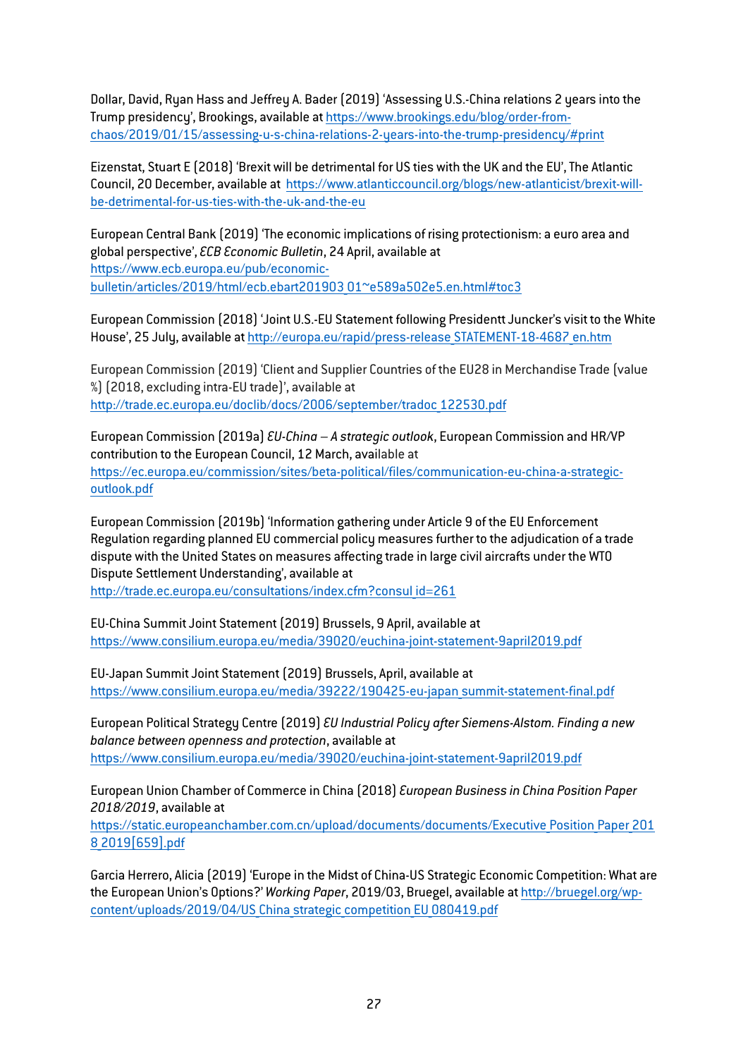Dollar, David, Ryan Hass and Jeffrey A. Bader (2019) 'Assessing U.S.-China relations 2 years into the Trump presidency', Brookings, available at https://www.brookings.edu/blog/order-from-chaos/2019/01/15/assessing-u-s-china-relations-2-years-into-the-trump-presidency/#print

Eizenstat, Stuart E (2018) 'Brexit will be detrimental for US ties with the UK and the EU', The Atlantic Council, 20 December, available at https://www.atlanticcouncil.org/blogs/new-atlanticist/brexit-will-be-detrimental-for-us-ties-with-the-uk-and-the-eu

European Central Bank (2019) 'The economic implications of rising protectionism: a euro area and global perspective', *ECB Economic Bulletin*, 24 April, available at https://www.ecb.europa.eu/pub/economic-bulletin/articles/2019/html/ecb.ebart201903_01~e589a502e5.en.html#toc3

European Commission (2018) 'Joint U.S.-EU Statement following Presidentt Juncker's visit to the White House', 25 July, available at http://europa.eu/rapid/press-release_STATEMENT-18-4687_en.htm

European Commission (2019) 'Client and Supplier Countries of the EU28 in Merchandise Trade (value %) (2018, excluding intra-EU trade)', available at http://trade.ec.europa.eu/doclib/docs/2006/september/tradoc_122530.pdf

European Commission (2019a) *EU-China – A strategic outlook*, European Commission and HR/VP contribution to the European Council, 12 March, available at https://ec.europa.eu/commission/sites/beta-political/files/communication-eu-china-a-strategic-outlook.pdf

European Commission (2019b) 'Information gathering under Article 9 of the EU Enforcement Regulation regarding planned EU commercial policy measures further to the adjudication of a trade dispute with the United States on measures affecting trade in large civil aircrafts under the WTO Dispute Settlement Understanding', available at http://trade.ec.europa.eu/consultations/index.cfm?consul_id=261

EU-China Summit Joint Statement (2019) Brussels, 9 April, available at https://www.consilium.europa.eu/media/39020/euchina-joint-statement-9april2019.pdf

EU-Japan Summit Joint Statement (2019) Brussels, April, available at https://www.consilium.europa.eu/media/39222/190425-eu-japan_summit-statement-final.pdf

European Political Strategy Centre (2019) *EU Industrial Policy after Siemens-Alstom. Finding a new balance between openness and protection*, available at https://www.consilium.europa.eu/media/39020/euchina-joint-statement-9april2019.pdf

European Union Chamber of Commerce in China (2018) *European Business in China Position Paper 2018/2019*, available at https://static.europeanchamber.com.cn/upload/documents/documents/Executive_Position_Paper_2018_2019[659].pdf

Garcia Herrero, Alicia (2019) 'Europe in the Midst of China-US Strategic Economic Competition: What are the European Union's Options?' *Working Paper*, 2019/03, Bruegel, available at http://bruegel.org/wp-content/uploads/2019/04/US_China_strategic_competition_EU_080419.pdf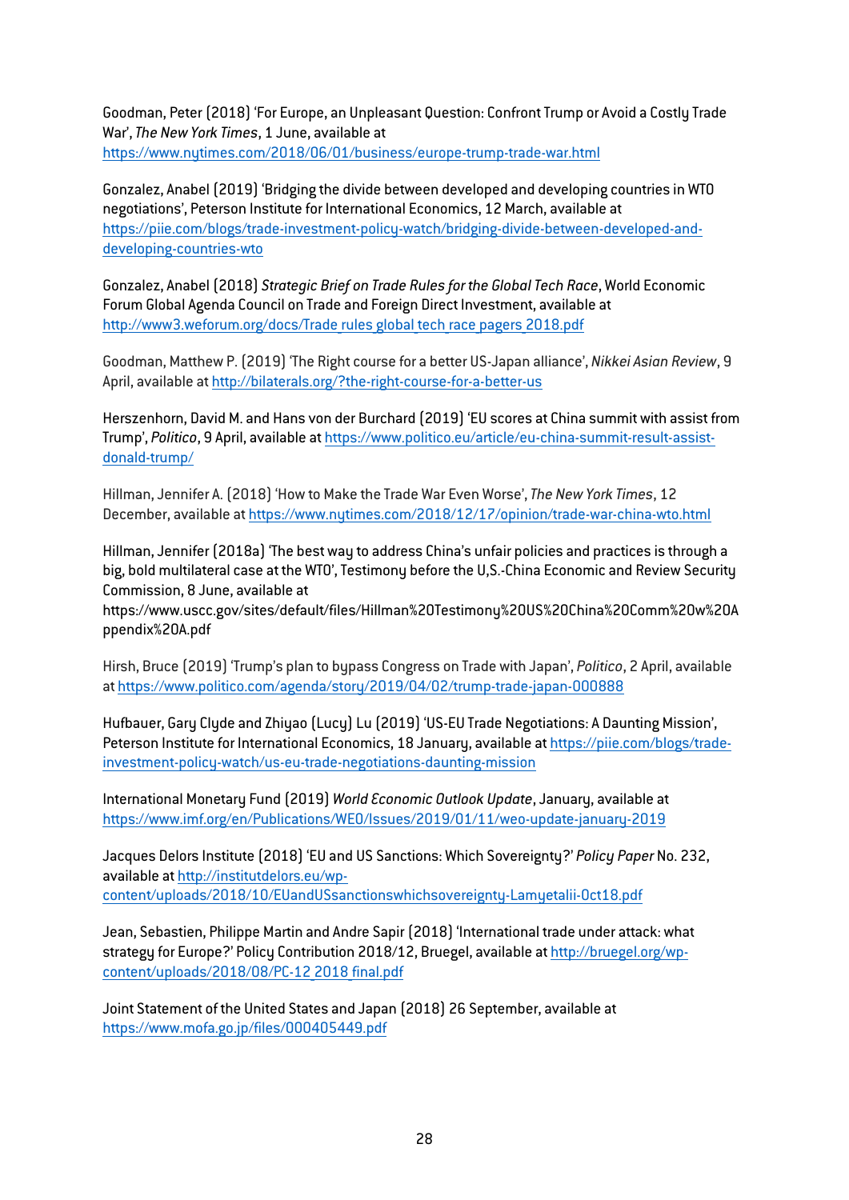Goodman, Peter (2018) 'For Europe, an Unpleasant Question: Confront Trump or Avoid a Costly Trade War', *The New York Times*, 1 June, available at https://www.nytimes.com/2018/06/01/business/europe-trump-trade-war.html

Gonzalez, Anabel (2019) 'Bridging the divide between developed and developing countries in WTO negotiations', Peterson Institute for International Economics, 12 March, available at https://piie.com/blogs/trade-investment-policy-watch/bridging-divide-between-developed-and-developing-countries-wto

Gonzalez, Anabel (2018) *Strategic Brief on Trade Rules for the Global Tech Race*, World Economic Forum Global Agenda Council on Trade and Foreign Direct Investment, available at http://www3.weforum.org/docs/Trade rules global tech race pagers 2018.pdf

Goodman, Matthew P. (2019) 'The Right course for a better US-Japan alliance', *Nikkei Asian Review*, 9 April, available at http://bilaterals.org/?the-right-course-for-a-better-us

Herszenhorn, David M. and Hans von der Burchard (2019) 'EU scores at China summit with assist from Trump', *Politico*, 9 April, available at https://www.politico.eu/article/eu-china-summit-result-assist-donald-trump/

Hillman, Jennifer A. (2018) 'How to Make the Trade War Even Worse', *The New York Times*, 12 December, available at https://www.nytimes.com/2018/12/17/opinion/trade-war-china-wto.html

Hillman, Jennifer (2018a) 'The best way to address China's unfair policies and practices is through a big, bold multilateral case at the WTO', Testimony before the U,S.-China Economic and Review Security Commission, 8 June, available at https://www.uscc.gov/sites/default/files/Hillman%20Testimony%20US%20China%20Comm%20w%20Appendix%20A.pdf

Hirsh, Bruce (2019) 'Trump's plan to bypass Congress on Trade with Japan', *Politico*, 2 April, available at https://www.politico.com/agenda/story/2019/04/02/trump-trade-japan-000888

Hufbauer, Gary Clyde and Zhiyao (Lucy) Lu (2019) 'US-EU Trade Negotiations: A Daunting Mission', Peterson Institute for International Economics, 18 January, available at https://piie.com/blogs/trade-investment-policy-watch/us-eu-trade-negotiations-daunting-mission

International Monetary Fund (2019) *World Economic Outlook Update*, January, available at https://www.imf.org/en/Publications/WEO/Issues/2019/01/11/weo-update-january-2019

Jacques Delors Institute (2018) 'EU and US Sanctions: Which Sovereignty?' *Policy Paper* No. 232, available at http://institutdelors.eu/wp-content/uploads/2018/10/EUandUSsanctionswhichsovereignty-Lamyetalii-Oct18.pdf

Jean, Sebastien, Philippe Martin and Andre Sapir (2018) 'International trade under attack: what strategy for Europe?' Policy Contribution 2018/12, Bruegel, available at http://bruegel.org/wp-content/uploads/2018/08/PC-12 2018 final.pdf

Joint Statement of the United States and Japan (2018) 26 September, available at https://www.mofa.go.jp/files/000405449.pdf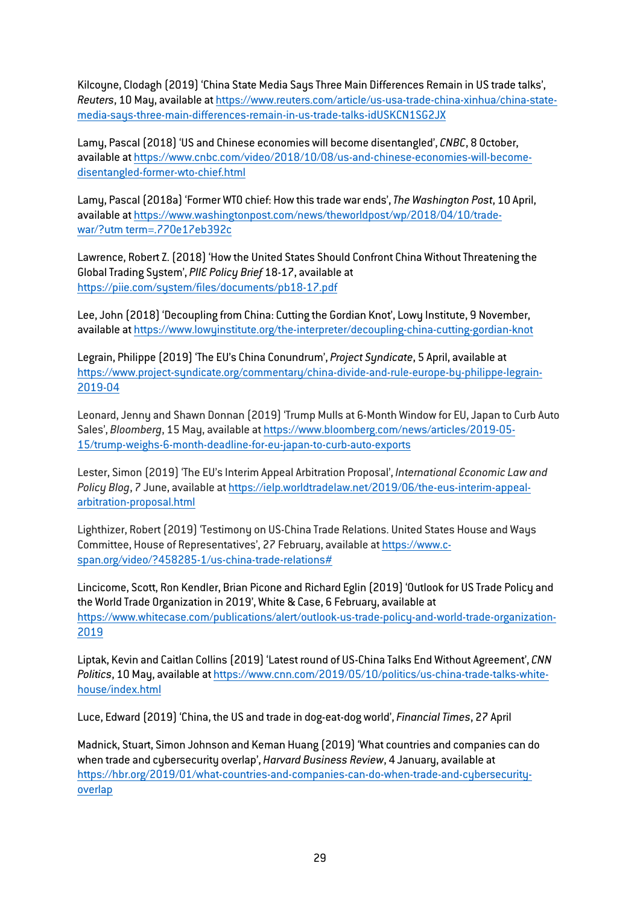Kilcoyne, Clodagh (2019) 'China State Media Says Three Main Differences Remain in US trade talks', *Reuters*, 10 May, available at https://www.reuters.com/article/us-usa-trade-china-xinhua/china-state-media-says-three-main-differences-remain-in-us-trade-talks-idUSKCN1SG2JX

Lamy, Pascal (2018) 'US and Chinese economies will become disentangled', *CNBC*, 8 October, available at https://www.cnbc.com/video/2018/10/08/us-and-chinese-economies-will-become-disentangled-former-wto-chief.html

Lamy, Pascal (2018a) 'Former WTO chief: How this trade war ends', *The Washington Post*, 10 April, available at https://www.washingtonpost.com/news/theworldpost/wp/2018/04/10/trade-war/?utm term=.770e17eb392c

Lawrence, Robert Z. (2018) 'How the United States Should Confront China Without Threatening the Global Trading System', *PIIE Policy Brief* 18-17, available at https://piie.com/system/files/documents/pb18-17.pdf

Lee, John (2018) 'Decoupling from China: Cutting the Gordian Knot', Lowy Institute, 9 November, available at https://www.lowyinstitute.org/the-interpreter/decoupling-china-cutting-gordian-knot

Legrain, Philippe (2019) 'The EU's China Conundrum', *Project Syndicate*, 5 April, available at https://www.project-syndicate.org/commentary/china-divide-and-rule-europe-by-philippe-legrain-2019-04

Leonard, Jenny and Shawn Donnan (2019) 'Trump Mulls at 6-Month Window for EU, Japan to Curb Auto Sales', *Bloomberg*, 15 May, available at https://www.bloomberg.com/news/articles/2019-05-15/trump-weighs-6-month-deadline-for-eu-japan-to-curb-auto-exports

Lester, Simon (2019) 'The EU's Interim Appeal Arbitration Proposal', *International Economic Law and Policy Blog*, 7 June, available at https://ielp.worldtradelaw.net/2019/06/the-eus-interim-appeal-arbitration-proposal.html

Lighthizer, Robert (2019) 'Testimony on US-China Trade Relations. United States House and Ways Committee, House of Representatives', 27 February, available at https://www.c-span.org/video/?458285-1/us-china-trade-relations#

Lincicome, Scott, Ron Kendler, Brian Picone and Richard Eglin (2019) 'Outlook for US Trade Policy and the World Trade Organization in 2019', White & Case, 6 February, available at https://www.whitecase.com/publications/alert/outlook-us-trade-policy-and-world-trade-organization-2019

Liptak, Kevin and Caitlan Collins (2019) 'Latest round of US-China Talks End Without Agreement', *CNN Politics*, 10 May, available at https://www.cnn.com/2019/05/10/politics/us-china-trade-talks-white-house/index.html

Luce, Edward (2019) 'China, the US and trade in dog-eat-dog world', *Financial Times*, 27 April

Madnick, Stuart, Simon Johnson and Keman Huang (2019) 'What countries and companies can do when trade and cybersecurity overlap', *Harvard Business Review*, 4 January, available at https://hbr.org/2019/01/what-countries-and-companies-can-do-when-trade-and-cybersecurity-overlap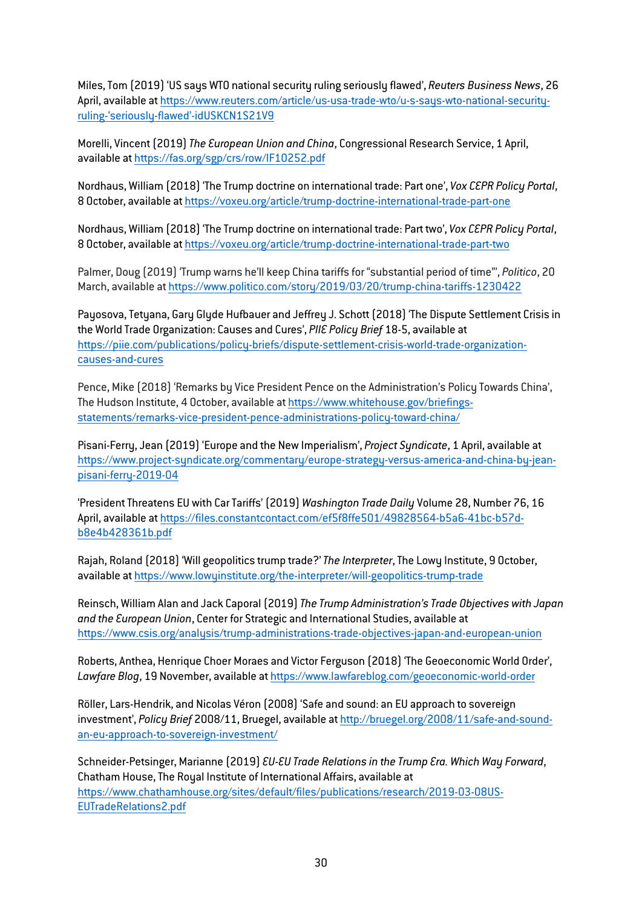Miles, Tom (2019) 'US says WTO national security ruling seriously flawed', *Reuters Business News*, 26 April, available at https://www.reuters.com/article/us-usa-trade-wto/u-s-says-wto-national-security-ruling-'seriously-flawed'-idUSKCN1S21V9

Morelli, Vincent (2019) *The European Union and China*, Congressional Research Service, 1 April, available at https://fas.org/sgp/crs/row/IF10252.pdf

Nordhaus, William (2018) 'The Trump doctrine on international trade: Part one', *Vox CEPR Policy Portal*, 8 October, available at https://voxeu.org/article/trump-doctrine-international-trade-part-one

Nordhaus, William (2018) 'The Trump doctrine on international trade: Part two', *Vox CEPR Policy Portal*, 8 October, available at https://voxeu.org/article/trump-doctrine-international-trade-part-two

Palmer, Doug (2019) 'Trump warns he'll keep China tariffs for "substantial period of time"', *Politico*, 20 March, available at https://www.politico.com/story/2019/03/20/trump-china-tariffs-1230422

Payosova, Tetyana, Gary Glyde Hufbauer and Jeffrey J. Schott (2018) 'The Dispute Settlement Crisis in the World Trade Organization: Causes and Cures', *PIIE Policy Brief* 18-5, available at https://piie.com/publications/policy-briefs/dispute-settlement-crisis-world-trade-organization-causes-and-cures

Pence, Mike (2018) 'Remarks by Vice President Pence on the Administration's Policy Towards China', The Hudson Institute, 4 October, available at https://www.whitehouse.gov/briefings-statements/remarks-vice-president-pence-administrations-policy-toward-china/

Pisani-Ferry, Jean (2019) 'Europe and the New Imperialism', *Project Syndicate*, 1 April, available at https://www.project-syndicate.org/commentary/europe-strategy-versus-america-and-china-by-jean-pisani-ferry-2019-04

'President Threatens EU with Car Tariffs' (2019) *Washington Trade Daily* Volume 28, Number 76, 16 April, available at https://files.constantcontact.com/ef5f8ffe501/49828564-b5a6-41bc-b57d-b8e4b428361b.pdf

Rajah, Roland (2018) 'Will geopolitics trump trade?' *The Interpreter*, The Lowy Institute, 9 October, available at https://www.lowyinstitute.org/the-interpreter/will-geopolitics-trump-trade

Reinsch, William Alan and Jack Caporal (2019) *The Trump Administration's Trade Objectives with Japan and the European Union*, Center for Strategic and International Studies, available at https://www.csis.org/analysis/trump-administrations-trade-objectives-japan-and-european-union

Roberts, Anthea, Henrique Choer Moraes and Victor Ferguson (2018) 'The Geoeconomic World Order', *Lawfare Blog*, 19 November, available at https://www.lawfareblog.com/geoeconomic-world-order

Röller, Lars-Hendrik, and Nicolas Véron (2008) 'Safe and sound: an EU approach to sovereign investment', *Policy Brief* 2008/11, Bruegel, available at http://bruegel.org/2008/11/safe-and-sound-an-eu-approach-to-sovereign-investment/

Schneider-Petsinger, Marianne (2019) *EU-EU Trade Relations in the Trump Era. Which Way Forward*, Chatham House, The Royal Institute of International Affairs, available at https://www.chathamhouse.org/sites/default/files/publications/research/2019-03-08US-EUTradeRelations2.pdf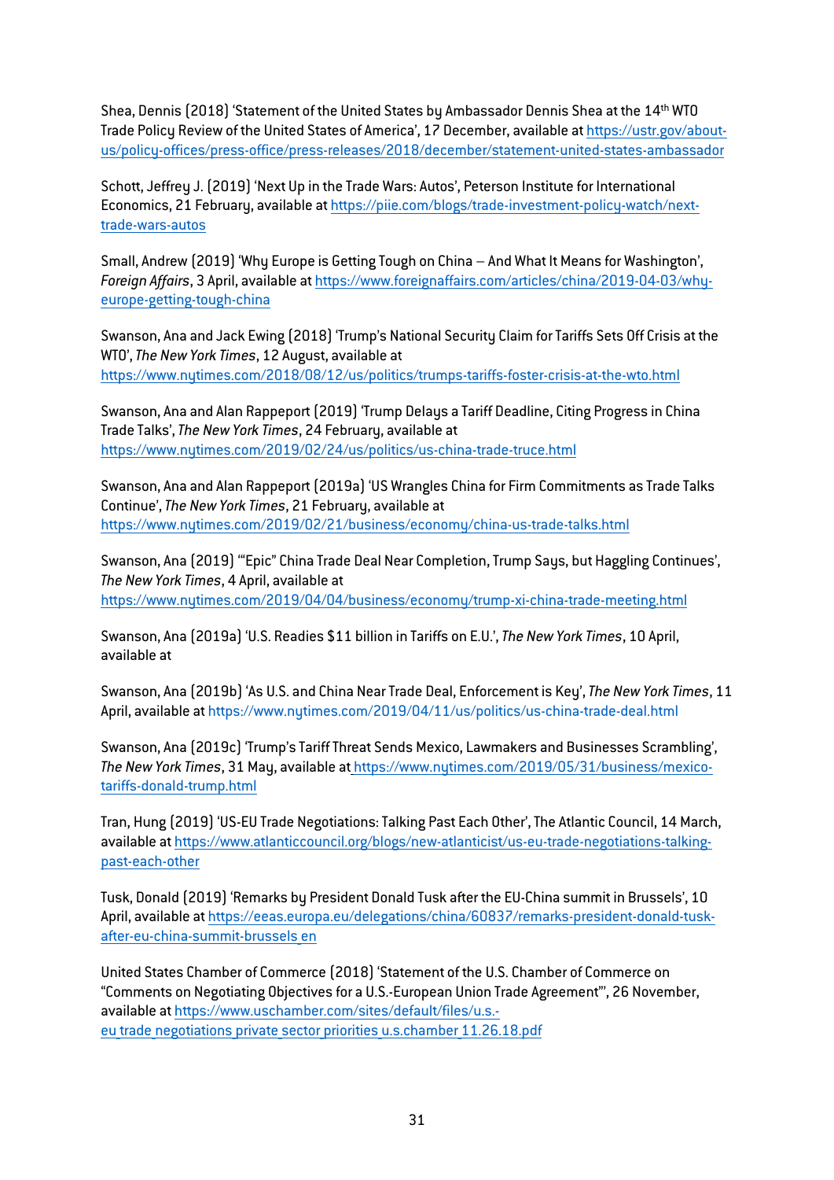Shea, Dennis (2018) 'Statement of the United States by Ambassador Dennis Shea at the 14th WTO Trade Policy Review of the United States of America', 17 December, available at https://ustr.gov/about-us/policy-offices/press-office/press-releases/2018/december/statement-united-states-ambassador

Schott, Jeffrey J. (2019) 'Next Up in the Trade Wars: Autos', Peterson Institute for International Economics, 21 February, available at https://piie.com/blogs/trade-investment-policy-watch/next-trade-wars-autos

Small, Andrew (2019) 'Why Europe is Getting Tough on China – And What It Means for Washington', *Foreign Affairs*, 3 April, available at https://www.foreignaffairs.com/articles/china/2019-04-03/why-europe-getting-tough-china

Swanson, Ana and Jack Ewing (2018) 'Trump's National Security Claim for Tariffs Sets Off Crisis at the WTO', *The New York Times*, 12 August, available at https://www.nytimes.com/2018/08/12/us/politics/trumps-tariffs-foster-crisis-at-the-wto.html

Swanson, Ana and Alan Rappeport (2019) 'Trump Delays a Tariff Deadline, Citing Progress in China Trade Talks', *The New York Times*, 24 February, available at https://www.nytimes.com/2019/02/24/us/politics/us-china-trade-truce.html

Swanson, Ana and Alan Rappeport (2019a) 'US Wrangles China for Firm Commitments as Trade Talks Continue', *The New York Times*, 21 February, available at https://www.nytimes.com/2019/02/21/business/economy/china-us-trade-talks.html

Swanson, Ana (2019) '"Epic" China Trade Deal Near Completion, Trump Says, but Haggling Continues', *The New York Times*, 4 April, available at https://www.nytimes.com/2019/04/04/business/economy/trump-xi-china-trade-meeting.html

Swanson, Ana (2019a) 'U.S. Readies $11 billion in Tariffs on E.U.', *The New York Times*, 10 April, available at

Swanson, Ana (2019b) 'As U.S. and China Near Trade Deal, Enforcement is Key', *The New York Times*, 11 April, available at https://www.nytimes.com/2019/04/11/us/politics/us-china-trade-deal.html

Swanson, Ana (2019c) 'Trump's Tariff Threat Sends Mexico, Lawmakers and Businesses Scrambling', *The New York Times*, 31 May, available at https://www.nytimes.com/2019/05/31/business/mexico-tariffs-donald-trump.html

Tran, Hung (2019) 'US-EU Trade Negotiations: Talking Past Each Other', The Atlantic Council, 14 March, available at https://www.atlanticcouncil.org/blogs/new-atlanticist/us-eu-trade-negotiations-talking-past-each-other

Tusk, Donald (2019) 'Remarks by President Donald Tusk after the EU-China summit in Brussels', 10 April, available at https://eeas.europa.eu/delegations/china/60837/remarks-president-donald-tusk-after-eu-china-summit-brussels_en

United States Chamber of Commerce (2018) 'Statement of the U.S. Chamber of Commerce on "Comments on Negotiating Objectives for a U.S.-European Union Trade Agreement"', 26 November, available at https://www.uschamber.com/sites/default/files/u.s.-eu_trade_negotiations_private_sector_priorities_u.s.chamber_11.26.18.pdf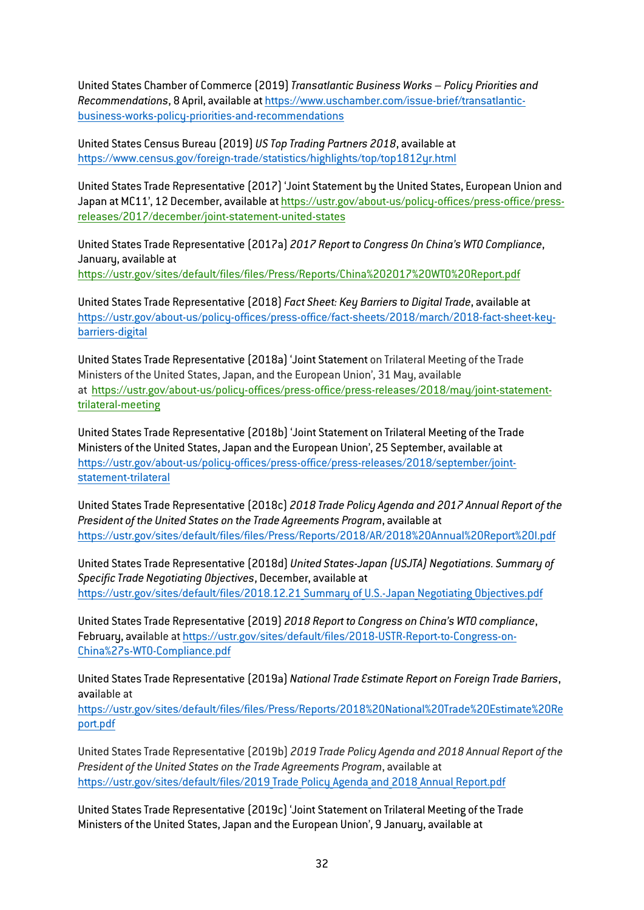United States Chamber of Commerce (2019) *Transatlantic Business Works – Policy Priorities and Recommendations*, 8 April, available at https://www.uschamber.com/issue-brief/transatlantic-business-works-policy-priorities-and-recommendations

United States Census Bureau (2019) *US Top Trading Partners 2018*, available at https://www.census.gov/foreign-trade/statistics/highlights/top/top1812yr.html

United States Trade Representative (2017) 'Joint Statement by the United States, European Union and Japan at MC11', 12 December, available at https://ustr.gov/about-us/policy-offices/press-office/press-releases/2017/december/joint-statement-united-states

United States Trade Representative (2017a) *2017 Report to Congress On China's WTO Compliance*, January, available at https://ustr.gov/sites/default/files/files/Press/Reports/China%202017%20WTO%20Report.pdf

United States Trade Representative (2018) *Fact Sheet: Key Barriers to Digital Trade*, available at https://ustr.gov/about-us/policy-offices/press-office/fact-sheets/2018/march/2018-fact-sheet-key-barriers-digital

United States Trade Representative (2018a) 'Joint Statement on Trilateral Meeting of the Trade Ministers of the United States, Japan, and the European Union', 31 May, available at https://ustr.gov/about-us/policy-offices/press-office/press-releases/2018/may/joint-statement-trilateral-meeting

United States Trade Representative (2018b) 'Joint Statement on Trilateral Meeting of the Trade Ministers of the United States, Japan and the European Union', 25 September, available at https://ustr.gov/about-us/policy-offices/press-office/press-releases/2018/september/joint-statement-trilateral

United States Trade Representative (2018c) *2018 Trade Policy Agenda and 2017 Annual Report of the President of the United States on the Trade Agreements Program*, available at https://ustr.gov/sites/default/files/files/Press/Reports/2018/AR/2018%20Annual%20Report%20I.pdf

United States Trade Representative (2018d) *United States-Japan (USJTA) Negotiations. Summary of Specific Trade Negotiating Objectives*, December, available at https://ustr.gov/sites/default/files/2018.12.21_Summary_of_U.S.-Japan_Negotiating_Objectives.pdf

United States Trade Representative (2019) *2018 Report to Congress on China's WTO compliance*, February, available at https://ustr.gov/sites/default/files/2018-USTR-Report-to-Congress-on-China%27s-WTO-Compliance.pdf

United States Trade Representative (2019a) *National Trade Estimate Report on Foreign Trade Barriers*, available at https://ustr.gov/sites/default/files/files/Press/Reports/2018%20National%20Trade%20Estimate%20Report.pdf

United States Trade Representative (2019b) *2019 Trade Policy Agenda and 2018 Annual Report of the President of the United States on the Trade Agreements Program*, available at https://ustr.gov/sites/default/files/2019_Trade_Policy_Agenda_and_2018_Annual_Report.pdf

United States Trade Representative (2019c) 'Joint Statement on Trilateral Meeting of the Trade Ministers of the United States, Japan and the European Union', 9 January, available at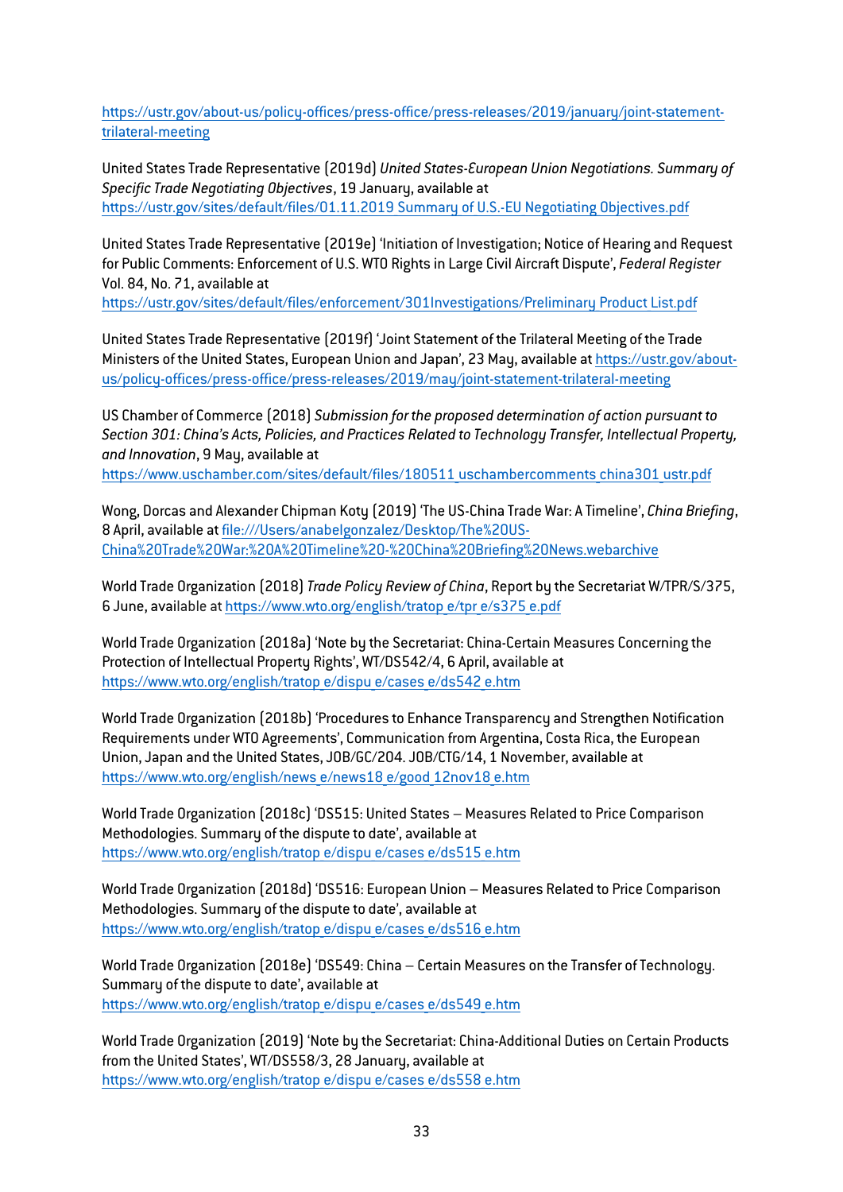https://ustr.gov/about-us/policy-offices/press-office/press-releases/2019/january/joint-statement-trilateral-meeting

United States Trade Representative (2019d) *United States-European Union Negotiations. Summary of Specific Trade Negotiating Objectives*, 19 January, available at https://ustr.gov/sites/default/files/01.11.2019 Summary of U.S.-EU Negotiating Objectives.pdf

United States Trade Representative (2019e) 'Initiation of Investigation; Notice of Hearing and Request for Public Comments: Enforcement of U.S. WTO Rights in Large Civil Aircraft Dispute', *Federal Register* Vol. 84, No. 71, available at https://ustr.gov/sites/default/files/enforcement/301Investigations/Preliminary Product List.pdf

United States Trade Representative (2019f) 'Joint Statement of the Trilateral Meeting of the Trade Ministers of the United States, European Union and Japan', 23 May, available at https://ustr.gov/about-us/policy-offices/press-office/press-releases/2019/may/joint-statement-trilateral-meeting

US Chamber of Commerce (2018) *Submission for the proposed determination of action pursuant to Section 301: China's Acts, Policies, and Practices Related to Technology Transfer, Intellectual Property, and Innovation*, 9 May, available at https://www.uschamber.com/sites/default/files/180511 uschambercomments china301 ustr.pdf

Wong, Dorcas and Alexander Chipman Koty (2019) 'The US-China Trade War: A Timeline', *China Briefing*, 8 April, available at file:///Users/anabelgonzalez/Desktop/The%20US-China%20Trade%20War:%20A%20Timeline%20-%20China%20Briefing%20News.webarchive

World Trade Organization (2018) *Trade Policy Review of China*, Report by the Secretariat W/TPR/S/375, 6 June, available at https://www.wto.org/english/tratop e/tpr e/s375 e.pdf

World Trade Organization (2018a) 'Note by the Secretariat: China-Certain Measures Concerning the Protection of Intellectual Property Rights', WT/DS542/4, 6 April, available at https://www.wto.org/english/tratop e/dispu e/cases e/ds542 e.htm

World Trade Organization (2018b) 'Procedures to Enhance Transparency and Strengthen Notification Requirements under WTO Agreements', Communication from Argentina, Costa Rica, the European Union, Japan and the United States, JOB/GC/204. JOB/CTG/14, 1 November, available at https://www.wto.org/english/news e/news18 e/good 12nov18 e.htm

World Trade Organization (2018c) 'DS515: United States – Measures Related to Price Comparison Methodologies. Summary of the dispute to date', available at https://www.wto.org/english/tratop e/dispu e/cases e/ds515 e.htm

World Trade Organization (2018d) 'DS516: European Union – Measures Related to Price Comparison Methodologies. Summary of the dispute to date', available at https://www.wto.org/english/tratop e/dispu e/cases e/ds516 e.htm

World Trade Organization (2018e) 'DS549: China – Certain Measures on the Transfer of Technology. Summary of the dispute to date', available at https://www.wto.org/english/tratop e/dispu e/cases e/ds549 e.htm

World Trade Organization (2019) 'Note by the Secretariat: China-Additional Duties on Certain Products from the United States', WT/DS558/3, 28 January, available at https://www.wto.org/english/tratop e/dispu e/cases e/ds558 e.htm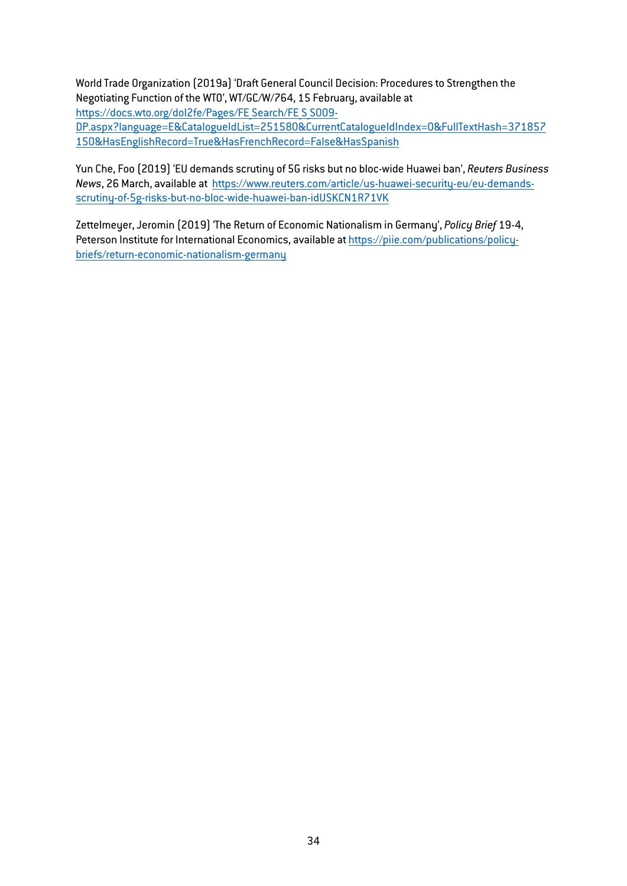World Trade Organization (2019a) 'Draft General Council Decision: Procedures to Strengthen the Negotiating Function of the WTO', WT/GC/W/764, 15 February, available at https://docs.wto.org/dol2fe/Pages/FE_Search/FE_S_S009-DP.aspx?language=E&CatalogueIdList=251580&CurrentCatalogueIdIndex=0&FullTextHash=371857150&HasEnglishRecord=True&HasFrenchRecord=False&HasSpanish

Yun Che, Foo (2019) 'EU demands scrutiny of 5G risks but no bloc-wide Huawei ban', *Reuters Business News*, 26 March, available at https://www.reuters.com/article/us-huawei-security-eu/eu-demands-scrutiny-of-5g-risks-but-no-bloc-wide-huawei-ban-idUSKCN1R71VK

Zettelmeyer, Jeromin (2019) 'The Return of Economic Nationalism in Germany', *Policy Brief* 19-4, Peterson Institute for International Economics, available at https://piie.com/publications/policy-briefs/return-economic-nationalism-germany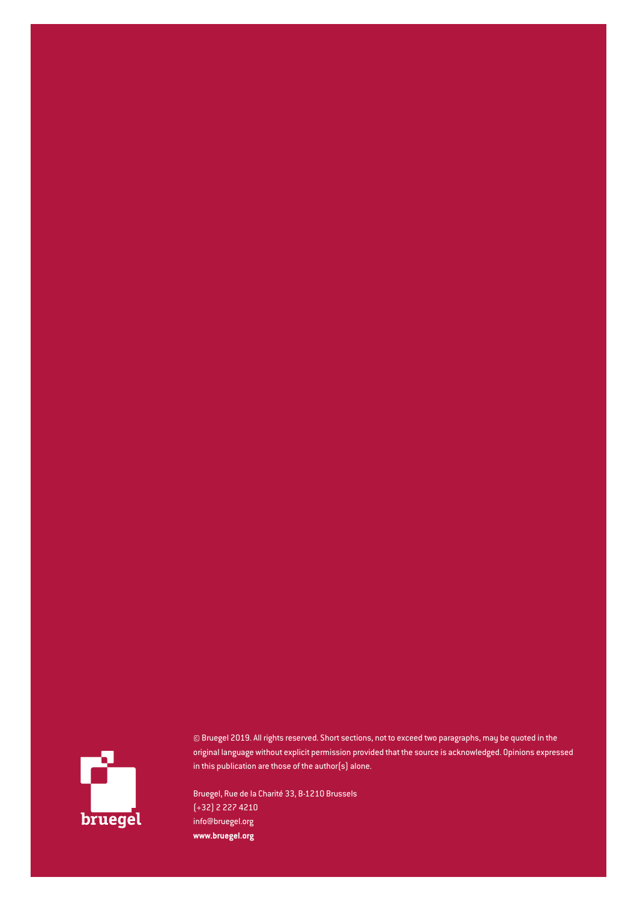© Bruegel 2019. All rights reserved. Short sections, not to exceed two paragraphs, may be quoted in the original language without explicit permission provided that the source is acknowledged. Opinions expressed in this publication are those of the author(s) alone.

Bruegel, Rue de la Charité 33, B-1210 Brussels
(+32) 2 227 4210
info@bruegel.org
**www.bruegel.org**